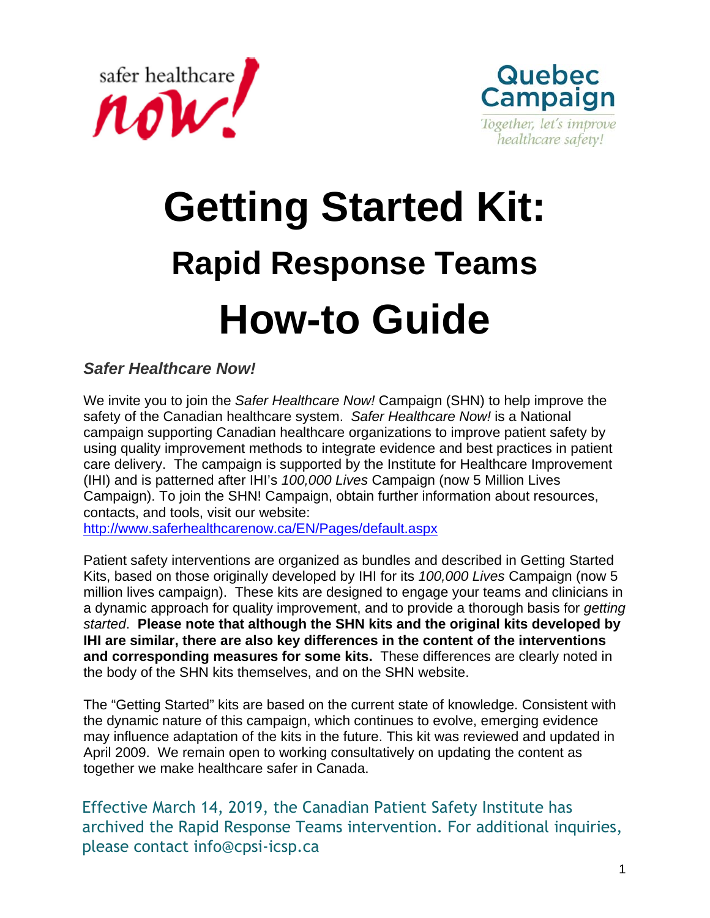safer healthcare now!

Quebec Campaign

Together, let's improve healthcare safety!

# Getting Started Kit:

## Rapid Response Teams

# How-to Guide

***Safer Healthcare Now!***

We invite you to join the *Safer Healthcare Now!* Campaign (SHN) to help improve the safety of the Canadian healthcare system. *Safer Healthcare Now!* is a National campaign supporting Canadian healthcare organizations to improve patient safety by using quality improvement methods to integrate evidence and best practices in patient care delivery. The campaign is supported by the Institute for Healthcare Improvement (IHI) and is patterned after IHI's *100,000 Lives* Campaign (now 5 Million Lives Campaign). To join the SHN! Campaign, obtain further information about resources, contacts, and tools, visit our website: http://www.saferhealthcarenow.ca/EN/Pages/default.aspx

Patient safety interventions are organized as bundles and described in Getting Started Kits, based on those originally developed by IHI for its *100,000 Lives* Campaign (now 5 million lives campaign). These kits are designed to engage your teams and clinicians in a dynamic approach for quality improvement, and to provide a thorough basis for *getting started*. **Please note that although the SHN kits and the original kits developed by IHI are similar, there are also key differences in the content of the interventions and corresponding measures for some kits.** These differences are clearly noted in the body of the SHN kits themselves, and on the SHN website.

The "Getting Started" kits are based on the current state of knowledge. Consistent with the dynamic nature of this campaign, which continues to evolve, emerging evidence may influence adaptation of the kits in the future. This kit was reviewed and updated in April 2009. We remain open to working consultatively on updating the content as together we make healthcare safer in Canada.

Effective March 14, 2019, the Canadian Patient Safety Institute has archived the Rapid Response Teams intervention. For additional inquiries, please contact info@cpsi-icsp.ca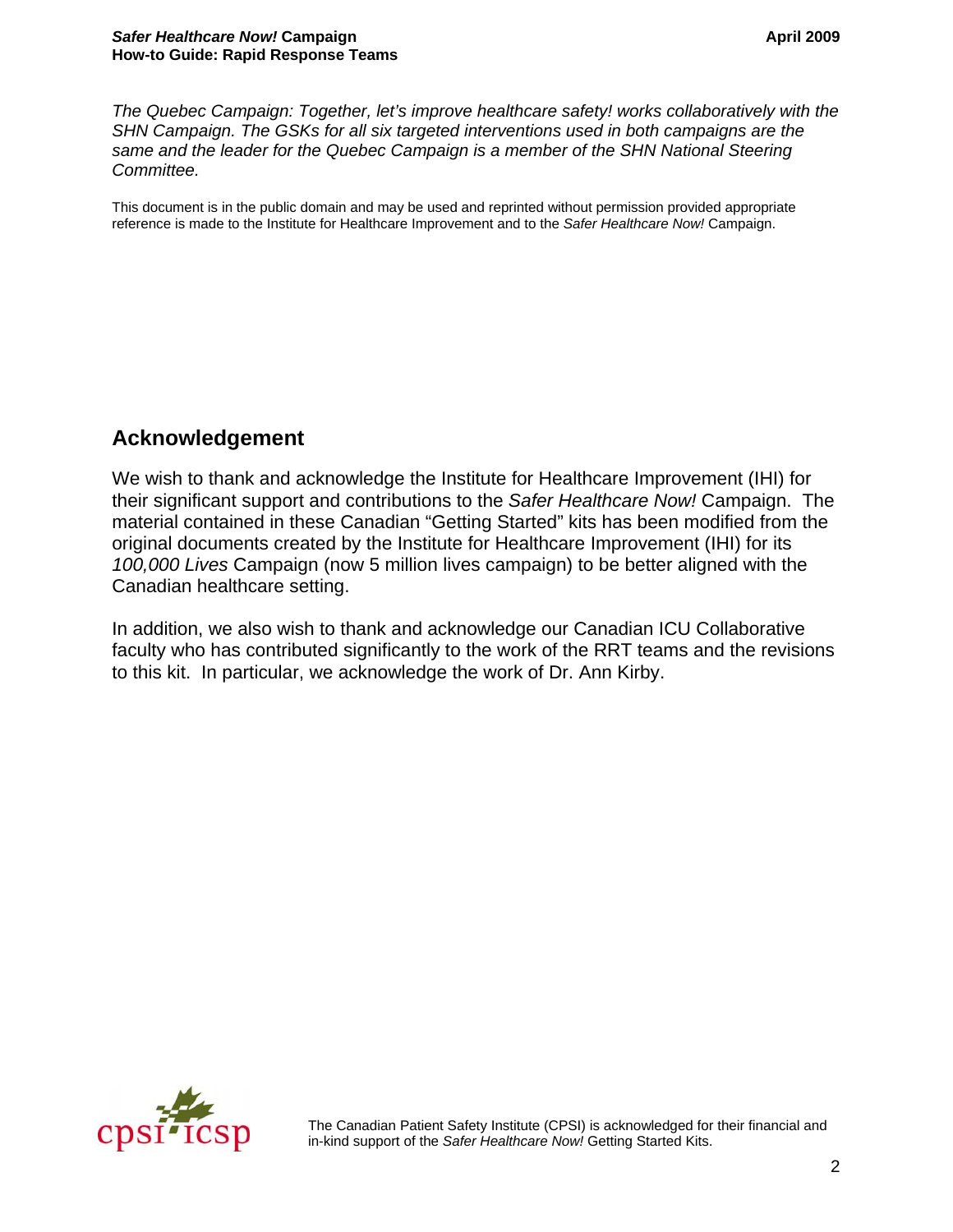*The Quebec Campaign: Together, let's improve healthcare safety! works collaboratively with the SHN Campaign. The GSKs for all six targeted interventions used in both campaigns are the same and the leader for the Quebec Campaign is a member of the SHN National Steering Committee.*

This document is in the public domain and may be used and reprinted without permission provided appropriate reference is made to the Institute for Healthcare Improvement and to the *Safer Healthcare Now!* Campaign.

## Acknowledgement

We wish to thank and acknowledge the Institute for Healthcare Improvement (IHI) for their significant support and contributions to the *Safer Healthcare Now!* Campaign. The material contained in these Canadian "Getting Started" kits has been modified from the original documents created by the Institute for Healthcare Improvement (IHI) for its *100,000 Lives* Campaign (now 5 million lives campaign) to be better aligned with the Canadian healthcare setting.

In addition, we also wish to thank and acknowledge our Canadian ICU Collaborative faculty who has contributed significantly to the work of the RRT teams and the revisions to this kit. In particular, we acknowledge the work of Dr. Ann Kirby.

The Canadian Patient Safety Institute (CPSI) is acknowledged for their financial and in-kind support of the *Safer Healthcare Now!* Getting Started Kits.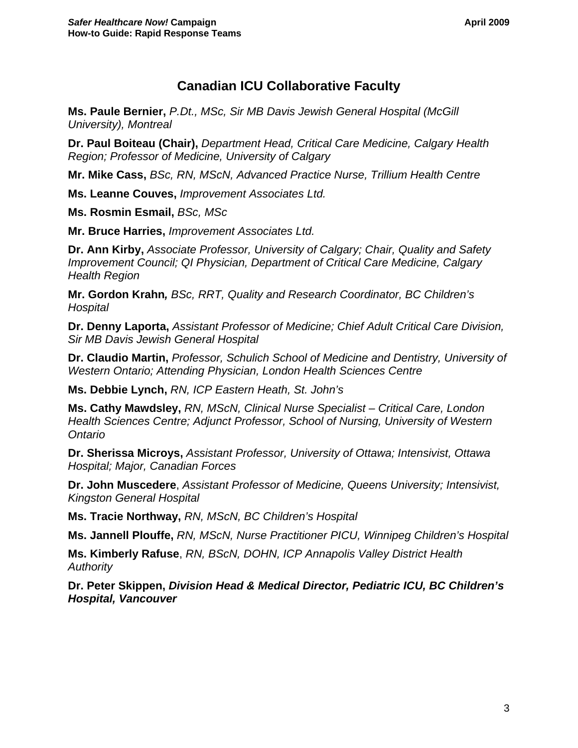## Canadian ICU Collaborative Faculty

**Ms. Paule Bernier,** *P.Dt., MSc, Sir MB Davis Jewish General Hospital (McGill University), Montreal*

**Dr. Paul Boiteau (Chair),** *Department Head, Critical Care Medicine, Calgary Health Region; Professor of Medicine, University of Calgary*

**Mr. Mike Cass,** *BSc, RN, MScN, Advanced Practice Nurse, Trillium Health Centre*

**Ms. Leanne Couves,** *Improvement Associates Ltd.*

**Ms. Rosmin Esmail,** *BSc, MSc*

**Mr. Bruce Harries,** *Improvement Associates Ltd.*

**Dr. Ann Kirby,** *Associate Professor, University of Calgary; Chair, Quality and Safety Improvement Council; QI Physician, Department of Critical Care Medicine, Calgary Health Region*

**Mr. Gordon Krahn***, BSc, RRT, Quality and Research Coordinator, BC Children's Hospital*

**Dr. Denny Laporta,** *Assistant Professor of Medicine; Chief Adult Critical Care Division, Sir MB Davis Jewish General Hospital*

**Dr. Claudio Martin,** *Professor, Schulich School of Medicine and Dentistry, University of Western Ontario; Attending Physician, London Health Sciences Centre*

**Ms. Debbie Lynch,** *RN, ICP Eastern Heath, St. John's*

**Ms. Cathy Mawdsley,** *RN, MScN, Clinical Nurse Specialist – Critical Care, London Health Sciences Centre; Adjunct Professor, School of Nursing, University of Western Ontario*

**Dr. Sherissa Microys,** *Assistant Professor, University of Ottawa; Intensivist, Ottawa Hospital; Major, Canadian Forces*

**Dr. John Muscedere**, *Assistant Professor of Medicine, Queens University; Intensivist, Kingston General Hospital*

**Ms. Tracie Northway,** *RN, MScN, BC Children's Hospital*

**Ms. Jannell Plouffe,** *RN, MScN, Nurse Practitioner PICU, Winnipeg Children's Hospital*

**Ms. Kimberly Rafuse**, *RN, BScN, DOHN, ICP Annapolis Valley District Health Authority*

**Dr. Peter Skippen, *Division Head & Medical Director, Pediatric ICU, BC Children's Hospital, Vancouver***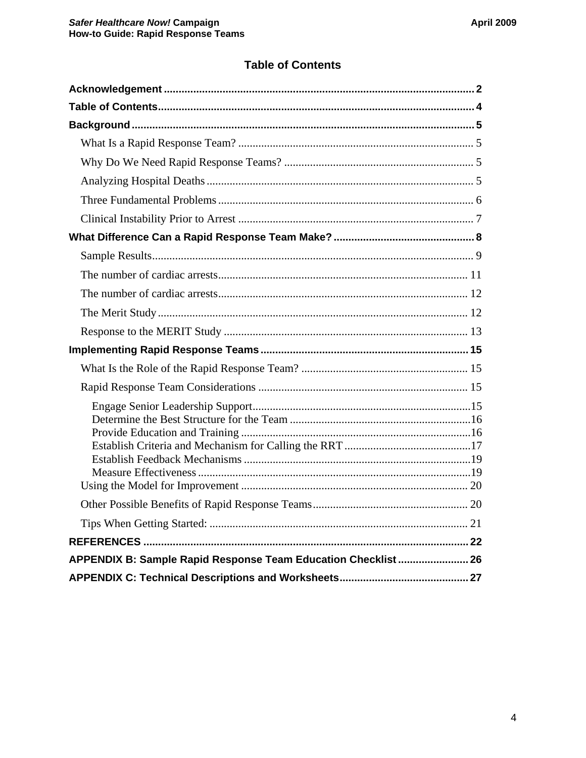# Table of Contents

**Acknowledgement** .......... 2

**Table of Contents** .......... 4

**Background** .......... 5

- What Is a Rapid Response Team? .......... 5
- Why Do We Need Rapid Response Teams? .......... 5
- Analyzing Hospital Deaths .......... 5
- Three Fundamental Problems .......... 6
- Clinical Instability Prior to Arrest .......... 7

**What Difference Can a Rapid Response Team Make?** .......... 8

- Sample Results .......... 9
- The number of cardiac arrests .......... 11
- The number of cardiac arrests .......... 12
- The Merit Study .......... 12
- Response to the MERIT Study .......... 13

**Implementing Rapid Response Teams** .......... 15

- What Is the Role of the Rapid Response Team? .......... 15
- Rapid Response Team Considerations .......... 15
  - Engage Senior Leadership Support .......... 15
  - Determine the Best Structure for the Team .......... 16
  - Provide Education and Training .......... 16
  - Establish Criteria and Mechanism for Calling the RRT .......... 17
  - Establish Feedback Mechanisms .......... 19
  - Measure Effectiveness .......... 19
- Using the Model for Improvement .......... 20
- Other Possible Benefits of Rapid Response Teams .......... 20
- Tips When Getting Started: .......... 21

**REFERENCES** .......... 22

**APPENDIX B: Sample Rapid Response Team Education Checklist** .......... 26

**APPENDIX C: Technical Descriptions and Worksheets** .......... 27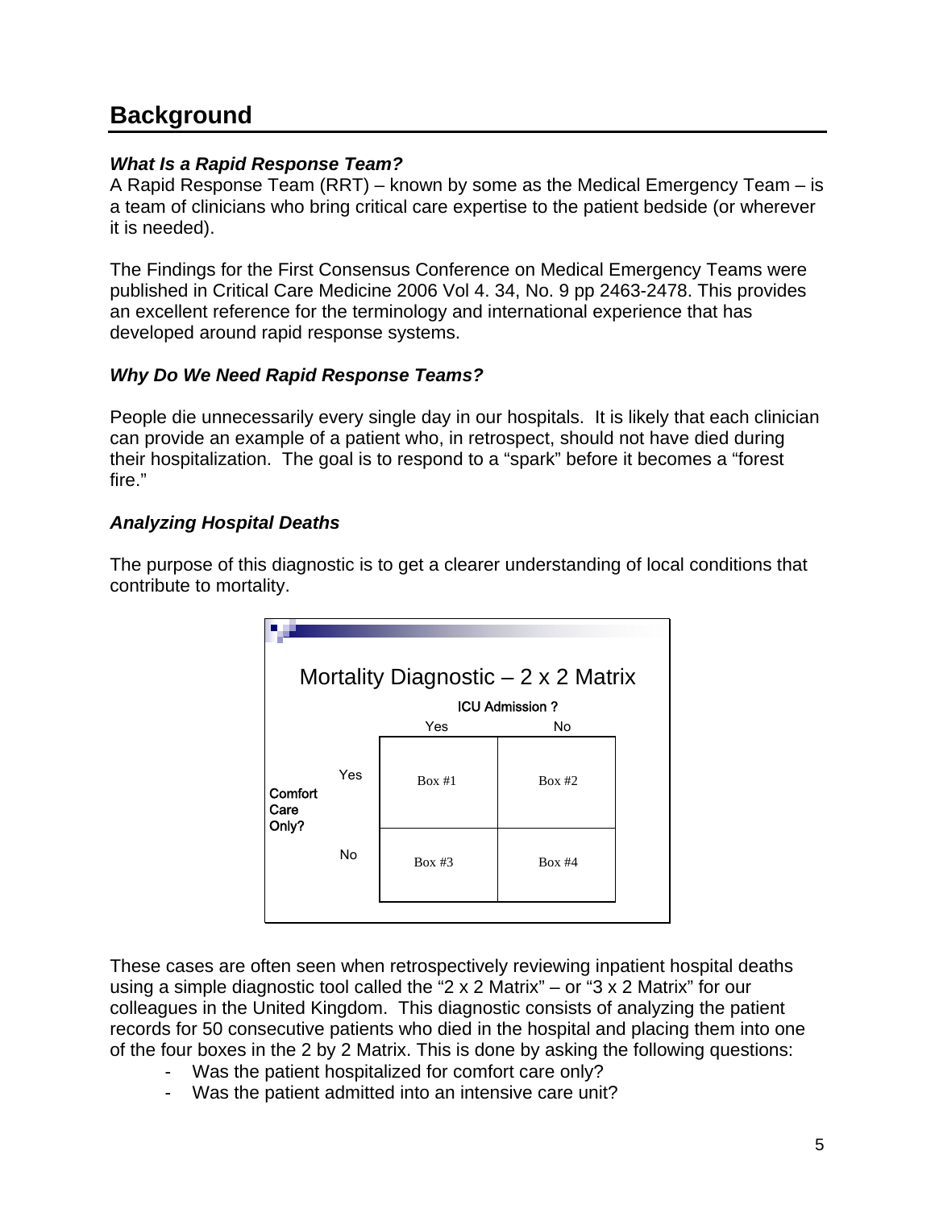## Background

***What Is a Rapid Response Team?***

A Rapid Response Team (RRT) – known by some as the Medical Emergency Team – is a team of clinicians who bring critical care expertise to the patient bedside (or wherever it is needed).

The Findings for the First Consensus Conference on Medical Emergency Teams were published in Critical Care Medicine 2006 Vol 4. 34, No. 9 pp 2463-2478. This provides an excellent reference for the terminology and international experience that has developed around rapid response systems.

***Why Do We Need Rapid Response Teams?***

People die unnecessarily every single day in our hospitals. It is likely that each clinician can provide an example of a patient who, in retrospect, should not have died during their hospitalization. The goal is to respond to a "spark" before it becomes a "forest fire."

***Analyzing Hospital Deaths***

The purpose of this diagnostic is to get a clearer understanding of local conditions that contribute to mortality.

**Mortality Diagnostic – 2 x 2 Matrix**

| | | ICU Admission ? | |
|---|---|---|---|
| | | Yes | No |
| Comfort Care Only? | Yes | Box #1 | Box #2 |
| | No | Box #3 | Box #4 |

These cases are often seen when retrospectively reviewing inpatient hospital deaths using a simple diagnostic tool called the "2 x 2 Matrix" – or "3 x 2 Matrix" for our colleagues in the United Kingdom. This diagnostic consists of analyzing the patient records for 50 consecutive patients who died in the hospital and placing them into one of the four boxes in the 2 by 2 Matrix. This is done by asking the following questions:

- Was the patient hospitalized for comfort care only?
- Was the patient admitted into an intensive care unit?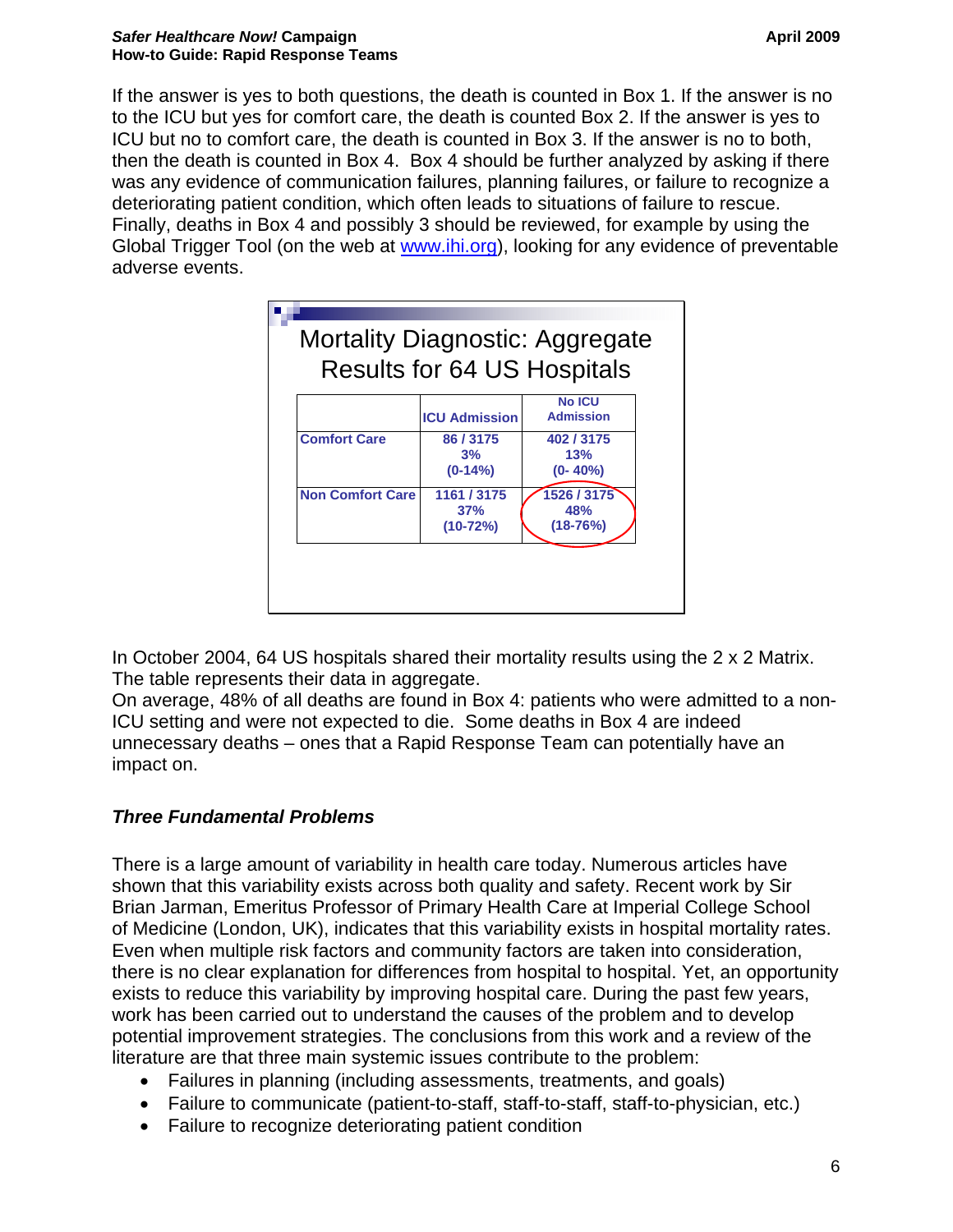If the answer is yes to both questions, the death is counted in Box 1. If the answer is no to the ICU but yes for comfort care, the death is counted Box 2. If the answer is yes to ICU but no to comfort care, the death is counted in Box 3. If the answer is no to both, then the death is counted in Box 4. Box 4 should be further analyzed by asking if there was any evidence of communication failures, planning failures, or failure to recognize a deteriorating patient condition, which often leads to situations of failure to rescue. Finally, deaths in Box 4 and possibly 3 should be reviewed, for example by using the Global Trigger Tool (on the web at www.ihi.org), looking for any evidence of preventable adverse events.

**Mortality Diagnostic: Aggregate Results for 64 US Hospitals**

| | ICU Admission | No ICU Admission |
|---|---|---|
| Comfort Care | 86 / 3175<br>3%<br>(0-14%) | 402 / 3175<br>13%<br>(0- 40%) |
| Non Comfort Care | 1161 / 3175<br>37%<br>(10-72%) | 1526 / 3175<br>48%<br>(18-76%) |

In October 2004, 64 US hospitals shared their mortality results using the 2 x 2 Matrix. The table represents their data in aggregate.
On average, 48% of all deaths are found in Box 4: patients who were admitted to a non-ICU setting and were not expected to die. Some deaths in Box 4 are indeed unnecessary deaths – ones that a Rapid Response Team can potentially have an impact on.

### *Three Fundamental Problems*

There is a large amount of variability in health care today. Numerous articles have shown that this variability exists across both quality and safety. Recent work by Sir Brian Jarman, Emeritus Professor of Primary Health Care at Imperial College School of Medicine (London, UK), indicates that this variability exists in hospital mortality rates. Even when multiple risk factors and community factors are taken into consideration, there is no clear explanation for differences from hospital to hospital. Yet, an opportunity exists to reduce this variability by improving hospital care. During the past few years, work has been carried out to understand the causes of the problem and to develop potential improvement strategies. The conclusions from this work and a review of the literature are that three main systemic issues contribute to the problem:

- Failures in planning (including assessments, treatments, and goals)
- Failure to communicate (patient-to-staff, staff-to-staff, staff-to-physician, etc.)
- Failure to recognize deteriorating patient condition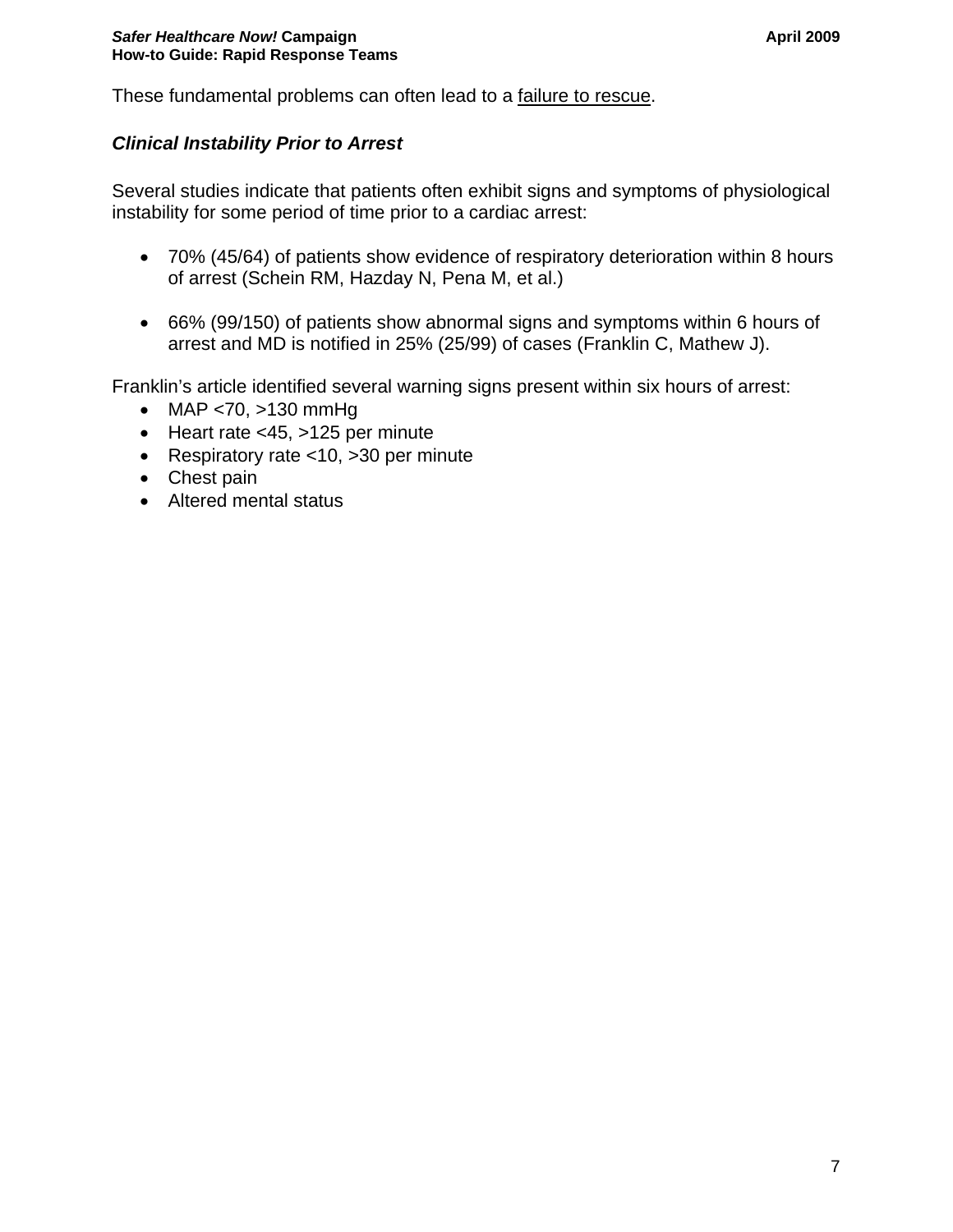These fundamental problems can often lead to a failure to rescue.

### *Clinical Instability Prior to Arrest*

Several studies indicate that patients often exhibit signs and symptoms of physiological instability for some period of time prior to a cardiac arrest:

- 70% (45/64) of patients show evidence of respiratory deterioration within 8 hours of arrest (Schein RM, Hazday N, Pena M, et al.)

- 66% (99/150) of patients show abnormal signs and symptoms within 6 hours of arrest and MD is notified in 25% (25/99) of cases (Franklin C, Mathew J).

Franklin's article identified several warning signs present within six hours of arrest:

- MAP <70, >130 mmHg
- Heart rate <45, >125 per minute
- Respiratory rate <10, >30 per minute
- Chest pain
- Altered mental status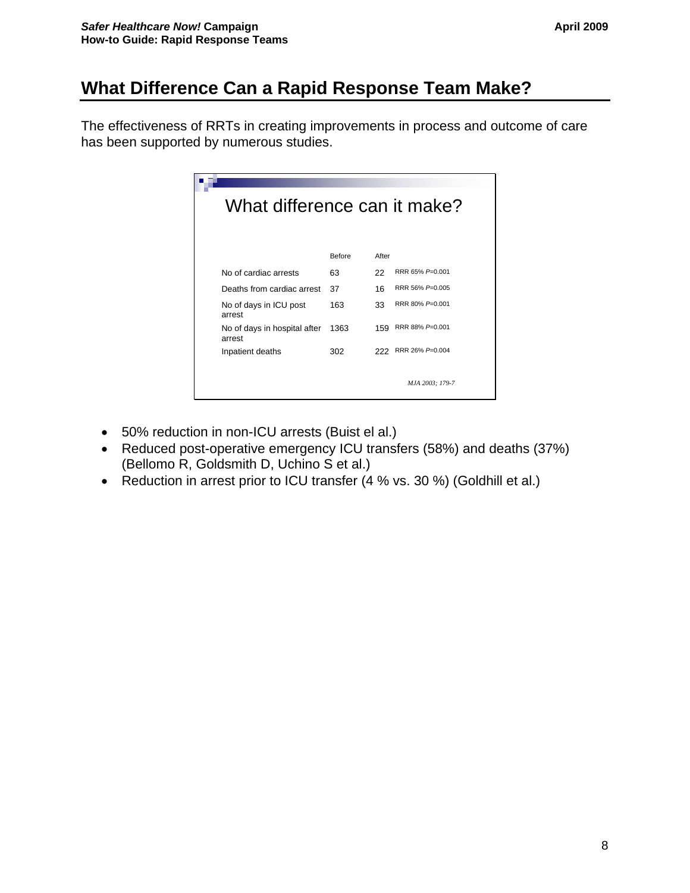## What Difference Can a Rapid Response Team Make?

The effectiveness of RRTs in creating improvements in process and outcome of care has been supported by numerous studies.

What difference can it make?

| | Before | After | |
|---|---|---|---|
| No of cardiac arrests | 63 | 22 | RRR 65% *P*=0.001 |
| Deaths from cardiac arrest | 37 | 16 | RRR 56% *P*=0.005 |
| No of days in ICU post arrest | 163 | 33 | RRR 80% *P*=0.001 |
| No of days in hospital after arrest | 1363 | 159 | RRR 88% *P*=0.001 |
| Inpatient deaths | 302 | 222 | RRR 26% *P*=0.004 |

*MJA 2003; 179-7*

- 50% reduction in non-ICU arrests (Buist el al.)
- Reduced post-operative emergency ICU transfers (58%) and deaths (37%) (Bellomo R, Goldsmith D, Uchino S et al.)
- Reduction in arrest prior to ICU transfer (4 % vs. 30 %) (Goldhill et al.)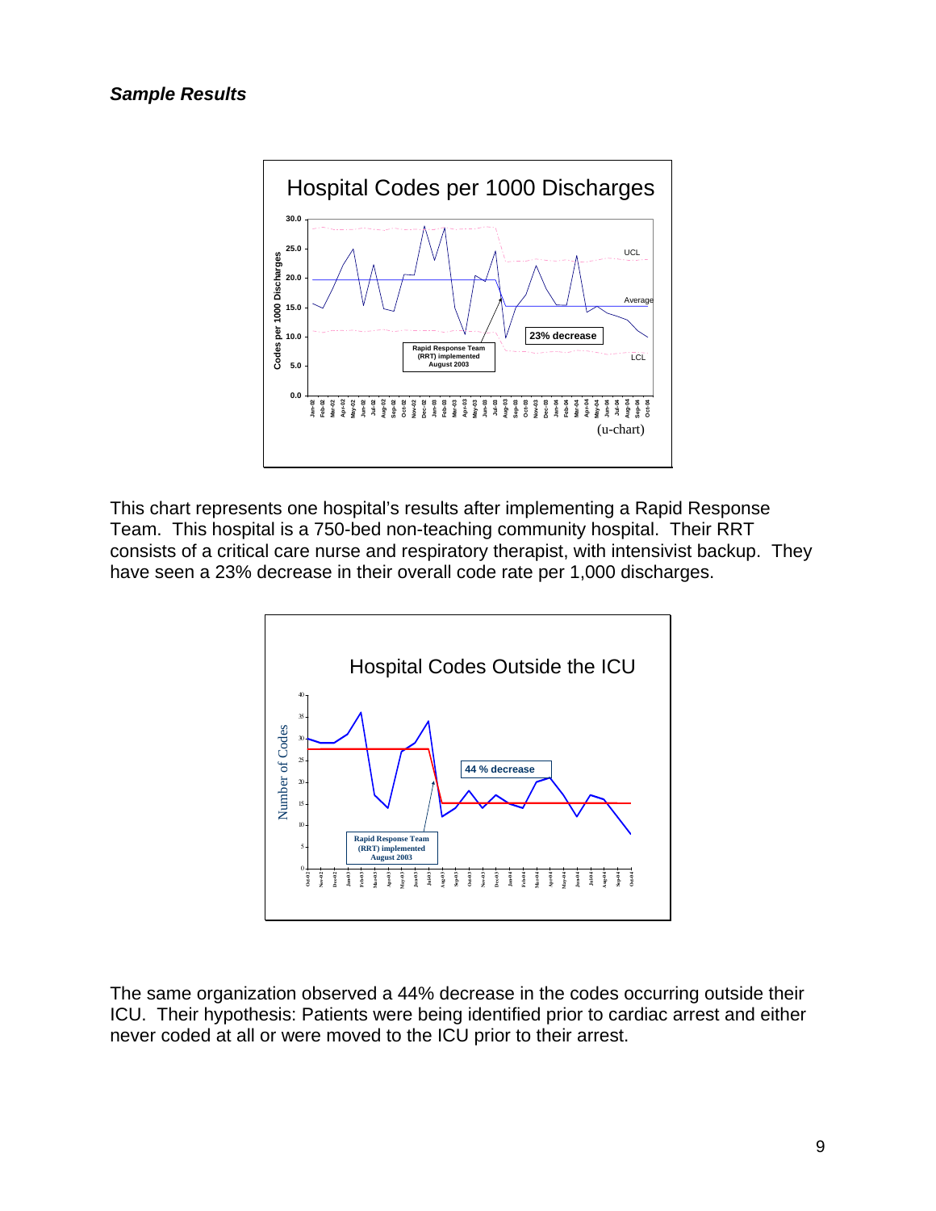***Sample Results***

This chart represents one hospital's results after implementing a Rapid Response Team. This hospital is a 750-bed non-teaching community hospital. Their RRT consists of a critical care nurse and respiratory therapist, with intensivist backup. They have seen a 23% decrease in their overall code rate per 1,000 discharges.

The same organization observed a 44% decrease in the codes occurring outside their ICU. Their hypothesis: Patients were being identified prior to cardiac arrest and either never coded at all or were moved to the ICU prior to their arrest.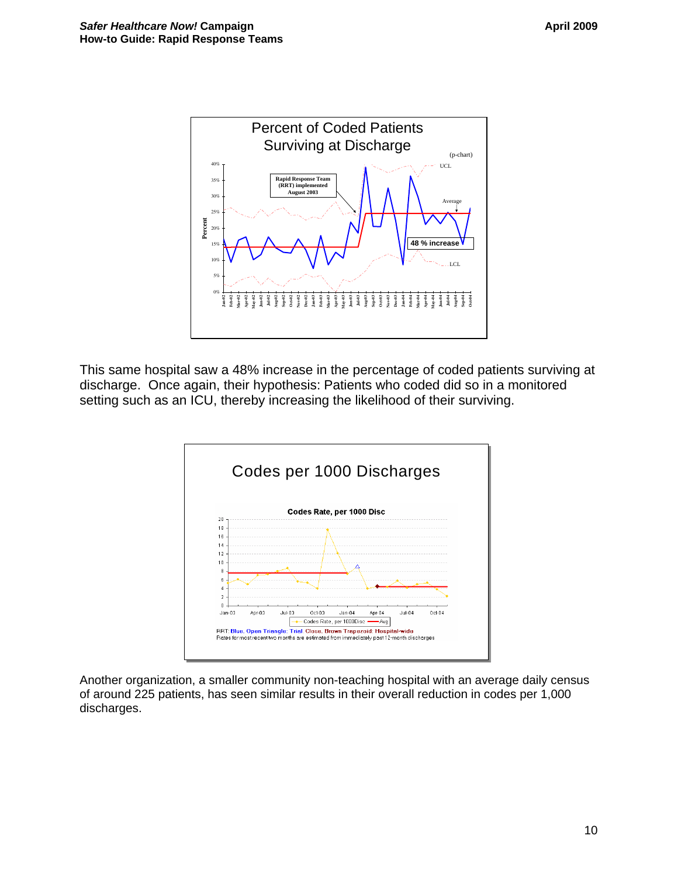This same hospital saw a 48% increase in the percentage of coded patients surviving at discharge. Once again, their hypothesis: Patients who coded did so in a monitored setting such as an ICU, thereby increasing the likelihood of their surviving.

Another organization, a smaller community non-teaching hospital with an average daily census of around 225 patients, has seen similar results in their overall reduction in codes per 1,000 discharges.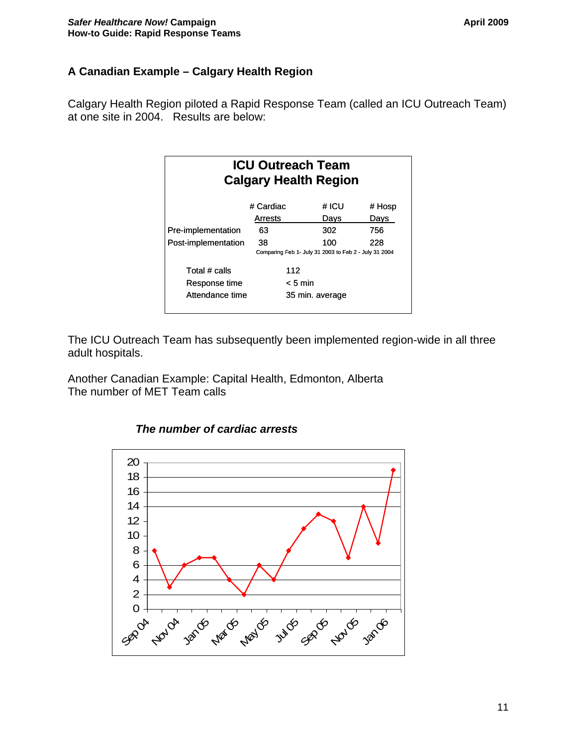## A Canadian Example – Calgary Health Region

Calgary Health Region piloted a Rapid Response Team (called an ICU Outreach Team) at one site in 2004. Results are below:

**ICU Outreach Team**
**Calgary Health Region**

| | # Cardiac Arrests | # ICU Days | # Hosp Days |
|---|---|---|---|
| Pre-implementation | 63 | 302 | 756 |
| Post-implementation | 38 | 100 | 228 |

Comparing Feb 1- July 31 2003 to Feb 2 - July 31 2004

| | |
|---|---|
| Total # calls | 112 |
| Response time | < 5 min |
| Attendance time | 35 min. average |

The ICU Outreach Team has subsequently been implemented region-wide in all three adult hospitals.

Another Canadian Example: Capital Health, Edmonton, Alberta
The number of MET Team calls

***The number of cardiac arrests***

| Month | Number |
|---|---|
| Sep 04 | 8 |
| Oct 04 | 3 |
| Nov 04 | 6 |
| Dec 04 | 7 |
| Jan 05 | 7 |
| Feb 05 | 4 |
| Mar 05 | 2 |
| Apr 05 | 6 |
| May 05 | 4 |
| Jun 05 | 8 |
| Jul 05 | 11 |
| Aug 05 | 13 |
| Sep 05 | 12 |
| Oct 05 | 7 |
| Nov 05 | 14 |
| Dec 05 | 9 |
| Jan 06 | 19 |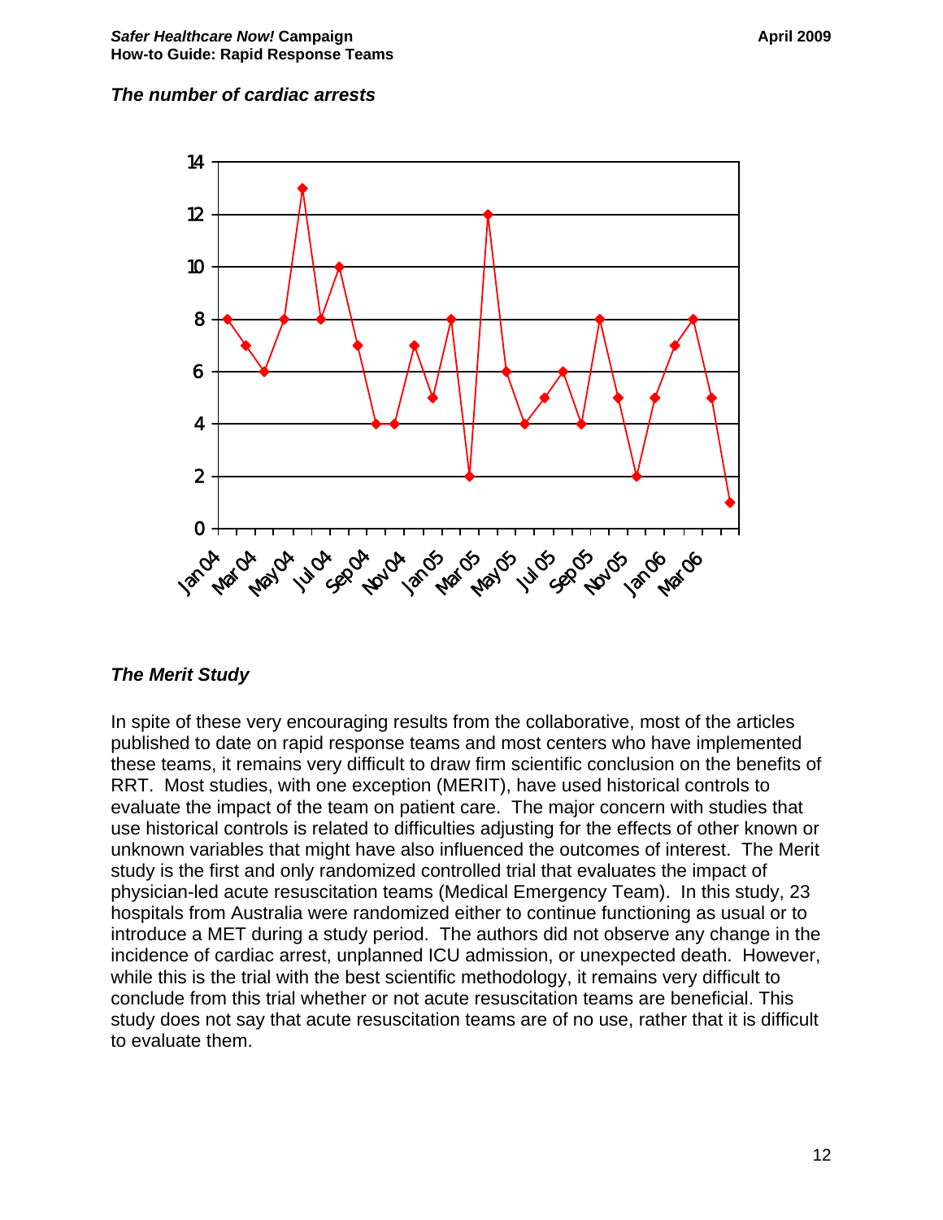*The number of cardiac arrests*

### *The Merit Study*

In spite of these very encouraging results from the collaborative, most of the articles published to date on rapid response teams and most centers who have implemented these teams, it remains very difficult to draw firm scientific conclusion on the benefits of RRT. Most studies, with one exception (MERIT), have used historical controls to evaluate the impact of the team on patient care. The major concern with studies that use historical controls is related to difficulties adjusting for the effects of other known or unknown variables that might have also influenced the outcomes of interest. The Merit study is the first and only randomized controlled trial that evaluates the impact of physician-led acute resuscitation teams (Medical Emergency Team). In this study, 23 hospitals from Australia were randomized either to continue functioning as usual or to introduce a MET during a study period. The authors did not observe any change in the incidence of cardiac arrest, unplanned ICU admission, or unexpected death. However, while this is the trial with the best scientific methodology, it remains very difficult to conclude from this trial whether or not acute resuscitation teams are beneficial. This study does not say that acute resuscitation teams are of no use, rather that it is difficult to evaluate them.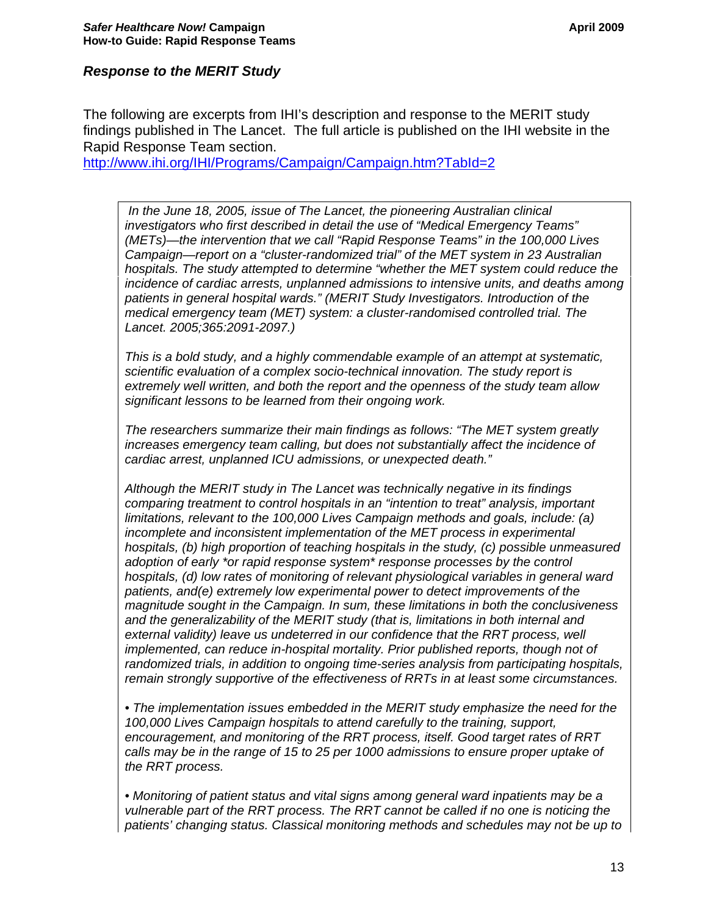### *Response to the MERIT Study*

The following are excerpts from IHI's description and response to the MERIT study findings published in The Lancet. The full article is published on the IHI website in the Rapid Response Team section.
http://www.ihi.org/IHI/Programs/Campaign/Campaign.htm?TabId=2

> *In the June 18, 2005, issue of The Lancet, the pioneering Australian clinical investigators who first described in detail the use of "Medical Emergency Teams" (METs)—the intervention that we call "Rapid Response Teams" in the 100,000 Lives Campaign—report on a "cluster-randomized trial" of the MET system in 23 Australian hospitals. The study attempted to determine "whether the MET system could reduce the incidence of cardiac arrests, unplanned admissions to intensive units, and deaths among patients in general hospital wards." (MERIT Study Investigators. Introduction of the medical emergency team (MET) system: a cluster-randomised controlled trial. The Lancet. 2005;365:2091-2097.)*
>
> *This is a bold study, and a highly commendable example of an attempt at systematic, scientific evaluation of a complex socio-technical innovation. The study report is extremely well written, and both the report and the openness of the study team allow significant lessons to be learned from their ongoing work.*
>
> *The researchers summarize their main findings as follows: "The MET system greatly increases emergency team calling, but does not substantially affect the incidence of cardiac arrest, unplanned ICU admissions, or unexpected death."*
>
> *Although the MERIT study in The Lancet was technically negative in its findings comparing treatment to control hospitals in an "intention to treat" analysis, important limitations, relevant to the 100,000 Lives Campaign methods and goals, include: (a) incomplete and inconsistent implementation of the MET process in experimental hospitals, (b) high proportion of teaching hospitals in the study, (c) possible unmeasured adoption of early *or rapid response system* response processes by the control hospitals, (d) low rates of monitoring of relevant physiological variables in general ward patients, and(e) extremely low experimental power to detect improvements of the magnitude sought in the Campaign. In sum, these limitations in both the conclusiveness and the generalizability of the MERIT study (that is, limitations in both internal and external validity) leave us undeterred in our confidence that the RRT process, well implemented, can reduce in-hospital mortality. Prior published reports, though not of randomized trials, in addition to ongoing time-series analysis from participating hospitals, remain strongly supportive of the effectiveness of RRTs in at least some circumstances.*
>
> *• The implementation issues embedded in the MERIT study emphasize the need for the 100,000 Lives Campaign hospitals to attend carefully to the training, support, encouragement, and monitoring of the RRT process, itself. Good target rates of RRT calls may be in the range of 15 to 25 per 1000 admissions to ensure proper uptake of the RRT process.*
>
> *• Monitoring of patient status and vital signs among general ward inpatients may be a vulnerable part of the RRT process. The RRT cannot be called if no one is noticing the patients' changing status. Classical monitoring methods and schedules may not be up to*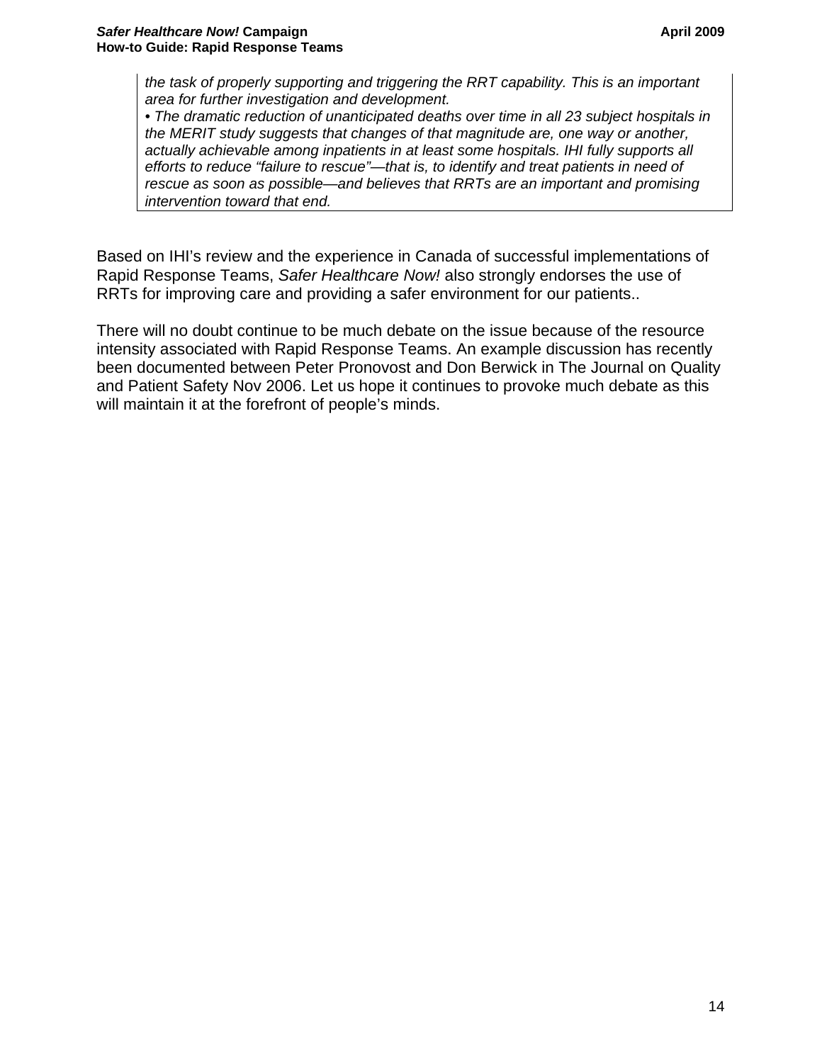*the task of properly supporting and triggering the RRT capability. This is an important area for further investigation and development.*

*• The dramatic reduction of unanticipated deaths over time in all 23 subject hospitals in the MERIT study suggests that changes of that magnitude are, one way or another, actually achievable among inpatients in at least some hospitals. IHI fully supports all efforts to reduce "failure to rescue"—that is, to identify and treat patients in need of rescue as soon as possible—and believes that RRTs are an important and promising intervention toward that end.*

Based on IHI's review and the experience in Canada of successful implementations of Rapid Response Teams, *Safer Healthcare Now!* also strongly endorses the use of RRTs for improving care and providing a safer environment for our patients..

There will no doubt continue to be much debate on the issue because of the resource intensity associated with Rapid Response Teams. An example discussion has recently been documented between Peter Pronovost and Don Berwick in The Journal on Quality and Patient Safety Nov 2006. Let us hope it continues to provoke much debate as this will maintain it at the forefront of people's minds.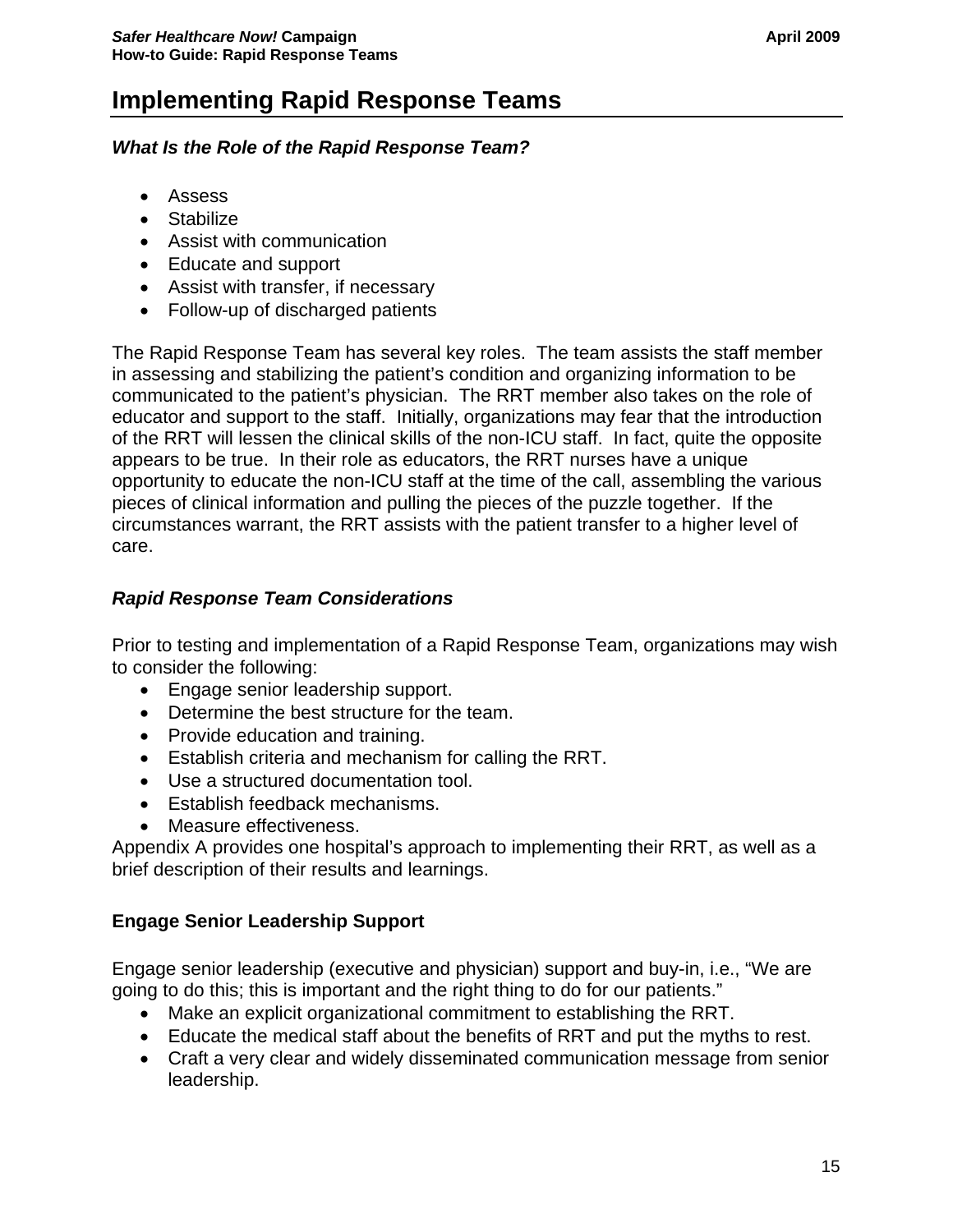# Implementing Rapid Response Teams

### *What Is the Role of the Rapid Response Team?*

- Assess
- Stabilize
- Assist with communication
- Educate and support
- Assist with transfer, if necessary
- Follow-up of discharged patients

The Rapid Response Team has several key roles. The team assists the staff member in assessing and stabilizing the patient's condition and organizing information to be communicated to the patient's physician. The RRT member also takes on the role of educator and support to the staff. Initially, organizations may fear that the introduction of the RRT will lessen the clinical skills of the non-ICU staff. In fact, quite the opposite appears to be true. In their role as educators, the RRT nurses have a unique opportunity to educate the non-ICU staff at the time of the call, assembling the various pieces of clinical information and pulling the pieces of the puzzle together. If the circumstances warrant, the RRT assists with the patient transfer to a higher level of care.

### *Rapid Response Team Considerations*

Prior to testing and implementation of a Rapid Response Team, organizations may wish to consider the following:

- Engage senior leadership support.
- Determine the best structure for the team.
- Provide education and training.
- Establish criteria and mechanism for calling the RRT.
- Use a structured documentation tool.
- Establish feedback mechanisms.
- Measure effectiveness.

Appendix A provides one hospital's approach to implementing their RRT, as well as a brief description of their results and learnings.

### Engage Senior Leadership Support

Engage senior leadership (executive and physician) support and buy-in, i.e., "We are going to do this; this is important and the right thing to do for our patients."

- Make an explicit organizational commitment to establishing the RRT.
- Educate the medical staff about the benefits of RRT and put the myths to rest.
- Craft a very clear and widely disseminated communication message from senior leadership.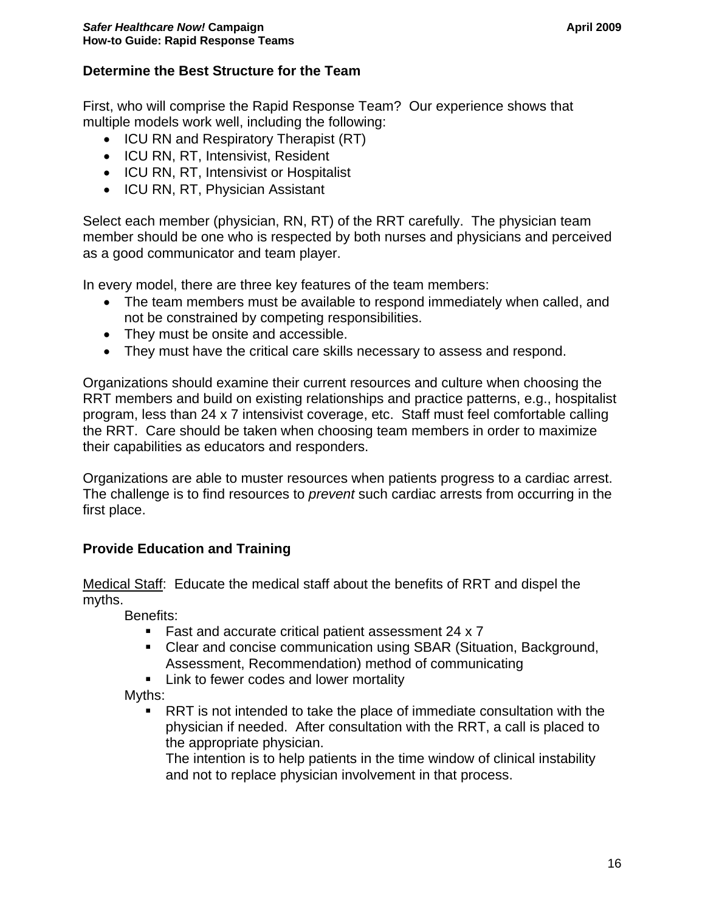### Determine the Best Structure for the Team

First, who will comprise the Rapid Response Team? Our experience shows that multiple models work well, including the following:

- ICU RN and Respiratory Therapist (RT)
- ICU RN, RT, Intensivist, Resident
- ICU RN, RT, Intensivist or Hospitalist
- ICU RN, RT, Physician Assistant

Select each member (physician, RN, RT) of the RRT carefully. The physician team member should be one who is respected by both nurses and physicians and perceived as a good communicator and team player.

In every model, there are three key features of the team members:

- The team members must be available to respond immediately when called, and not be constrained by competing responsibilities.
- They must be onsite and accessible.
- They must have the critical care skills necessary to assess and respond.

Organizations should examine their current resources and culture when choosing the RRT members and build on existing relationships and practice patterns, e.g., hospitalist program, less than 24 x 7 intensivist coverage, etc. Staff must feel comfortable calling the RRT. Care should be taken when choosing team members in order to maximize their capabilities as educators and responders.

Organizations are able to muster resources when patients progress to a cardiac arrest. The challenge is to find resources to *prevent* such cardiac arrests from occurring in the first place.

### Provide Education and Training

<u>Medical Staff</u>: Educate the medical staff about the benefits of RRT and dispel the myths.

Benefits:

- Fast and accurate critical patient assessment 24 x 7
- Clear and concise communication using SBAR (Situation, Background, Assessment, Recommendation) method of communicating
- Link to fewer codes and lower mortality

Myths:

- RRT is not intended to take the place of immediate consultation with the physician if needed. After consultation with the RRT, a call is placed to the appropriate physician.
  The intention is to help patients in the time window of clinical instability and not to replace physician involvement in that process.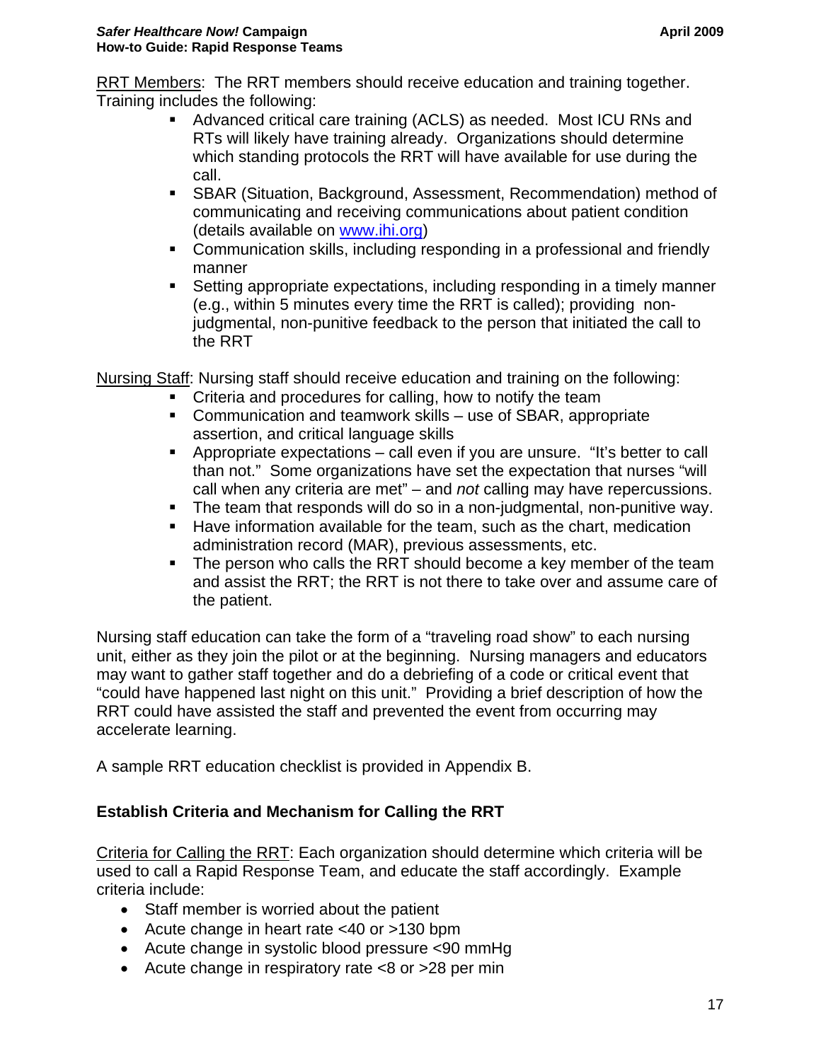RRT Members: The RRT members should receive education and training together. Training includes the following:

- Advanced critical care training (ACLS) as needed. Most ICU RNs and RTs will likely have training already. Organizations should determine which standing protocols the RRT will have available for use during the call.
- SBAR (Situation, Background, Assessment, Recommendation) method of communicating and receiving communications about patient condition (details available on [www.ihi.org](http://www.ihi.org))
- Communication skills, including responding in a professional and friendly manner
- Setting appropriate expectations, including responding in a timely manner (e.g., within 5 minutes every time the RRT is called); providing non-judgmental, non-punitive feedback to the person that initiated the call to the RRT

Nursing Staff: Nursing staff should receive education and training on the following:

- Criteria and procedures for calling, how to notify the team
- Communication and teamwork skills – use of SBAR, appropriate assertion, and critical language skills
- Appropriate expectations – call even if you are unsure. "It's better to call than not." Some organizations have set the expectation that nurses "will call when any criteria are met" – and *not* calling may have repercussions.
- The team that responds will do so in a non-judgmental, non-punitive way.
- Have information available for the team, such as the chart, medication administration record (MAR), previous assessments, etc.
- The person who calls the RRT should become a key member of the team and assist the RRT; the RRT is not there to take over and assume care of the patient.

Nursing staff education can take the form of a "traveling road show" to each nursing unit, either as they join the pilot or at the beginning. Nursing managers and educators may want to gather staff together and do a debriefing of a code or critical event that "could have happened last night on this unit." Providing a brief description of how the RRT could have assisted the staff and prevented the event from occurring may accelerate learning.

A sample RRT education checklist is provided in Appendix B.

### Establish Criteria and Mechanism for Calling the RRT

Criteria for Calling the RRT: Each organization should determine which criteria will be used to call a Rapid Response Team, and educate the staff accordingly. Example criteria include:

- Staff member is worried about the patient
- Acute change in heart rate <40 or >130 bpm
- Acute change in systolic blood pressure <90 mmHg
- Acute change in respiratory rate <8 or >28 per min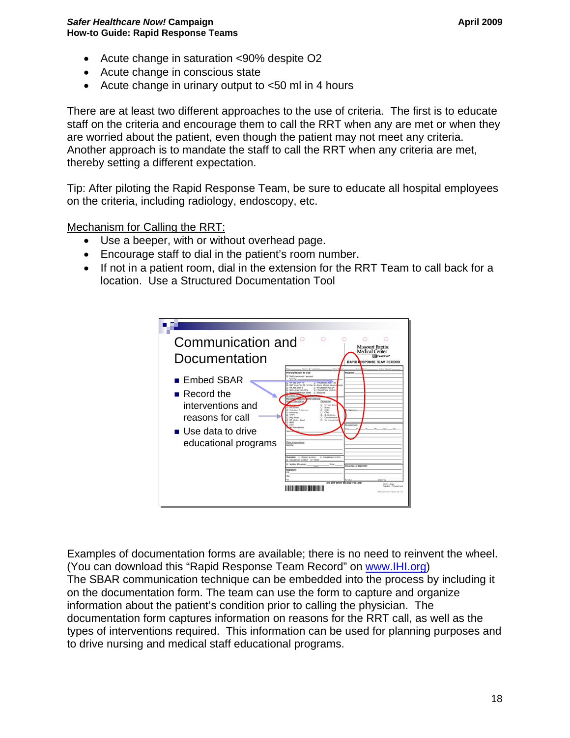- Acute change in saturation <90% despite O2
- Acute change in conscious state
- Acute change in urinary output to <50 ml in 4 hours

There are at least two different approaches to the use of criteria. The first is to educate staff on the criteria and encourage them to call the RRT when any are met or when they are worried about the patient, even though the patient may not meet any criteria. Another approach is to mandate the staff to call the RRT when any criteria are met, thereby setting a different expectation.

Tip: After piloting the Rapid Response Team, be sure to educate all hospital employees on the criteria, including radiology, endoscopy, etc.

Mechanism for Calling the RRT:

- Use a beeper, with or without overhead page.
- Encourage staff to dial in the patient's room number.
- If not in a patient room, dial in the extension for the RRT Team to call back for a location. Use a Structured Documentation Tool

Communication and Documentation

- Embed SBAR
- Record the interventions and reasons for call
- Use data to drive educational programs

Examples of documentation forms are available; there is no need to reinvent the wheel. (You can download this "Rapid Response Team Record" on www.IHI.org)
The SBAR communication technique can be embedded into the process by including it on the documentation form. The team can use the form to capture and organize information about the patient's condition prior to calling the physician. The documentation form captures information on reasons for the RRT call, as well as the types of interventions required. This information can be used for planning purposes and to drive nursing and medical staff educational programs.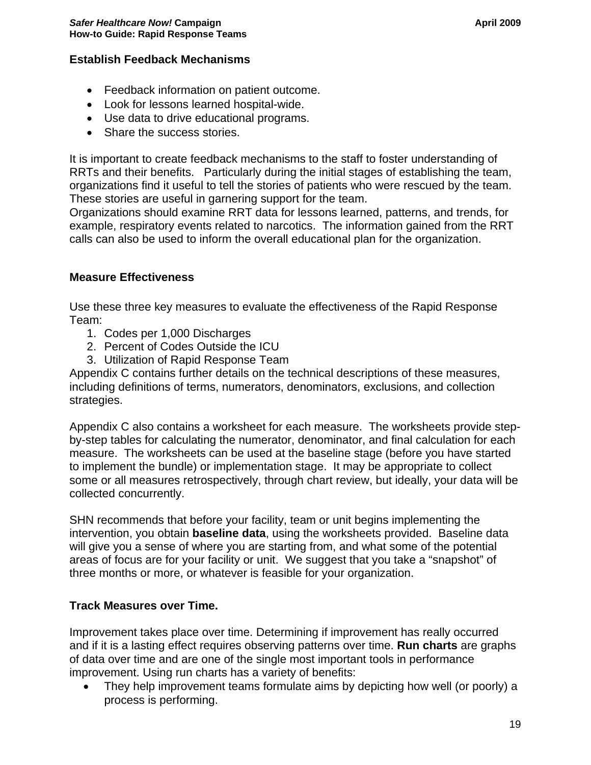### Establish Feedback Mechanisms

- Feedback information on patient outcome.
- Look for lessons learned hospital-wide.
- Use data to drive educational programs.
- Share the success stories.

It is important to create feedback mechanisms to the staff to foster understanding of RRTs and their benefits. Particularly during the initial stages of establishing the team, organizations find it useful to tell the stories of patients who were rescued by the team. These stories are useful in garnering support for the team.
Organizations should examine RRT data for lessons learned, patterns, and trends, for example, respiratory events related to narcotics. The information gained from the RRT calls can also be used to inform the overall educational plan for the organization.

### Measure Effectiveness

Use these three key measures to evaluate the effectiveness of the Rapid Response Team:

1. Codes per 1,000 Discharges
2. Percent of Codes Outside the ICU
3. Utilization of Rapid Response Team

Appendix C contains further details on the technical descriptions of these measures, including definitions of terms, numerators, denominators, exclusions, and collection strategies.

Appendix C also contains a worksheet for each measure. The worksheets provide step-by-step tables for calculating the numerator, denominator, and final calculation for each measure. The worksheets can be used at the baseline stage (before you have started to implement the bundle) or implementation stage. It may be appropriate to collect some or all measures retrospectively, through chart review, but ideally, your data will be collected concurrently.

SHN recommends that before your facility, team or unit begins implementing the intervention, you obtain **baseline data**, using the worksheets provided. Baseline data will give you a sense of where you are starting from, and what some of the potential areas of focus are for your facility or unit. We suggest that you take a "snapshot" of three months or more, or whatever is feasible for your organization.

### Track Measures over Time.

Improvement takes place over time. Determining if improvement has really occurred and if it is a lasting effect requires observing patterns over time. **Run charts** are graphs of data over time and are one of the single most important tools in performance improvement. Using run charts has a variety of benefits:

- They help improvement teams formulate aims by depicting how well (or poorly) a process is performing.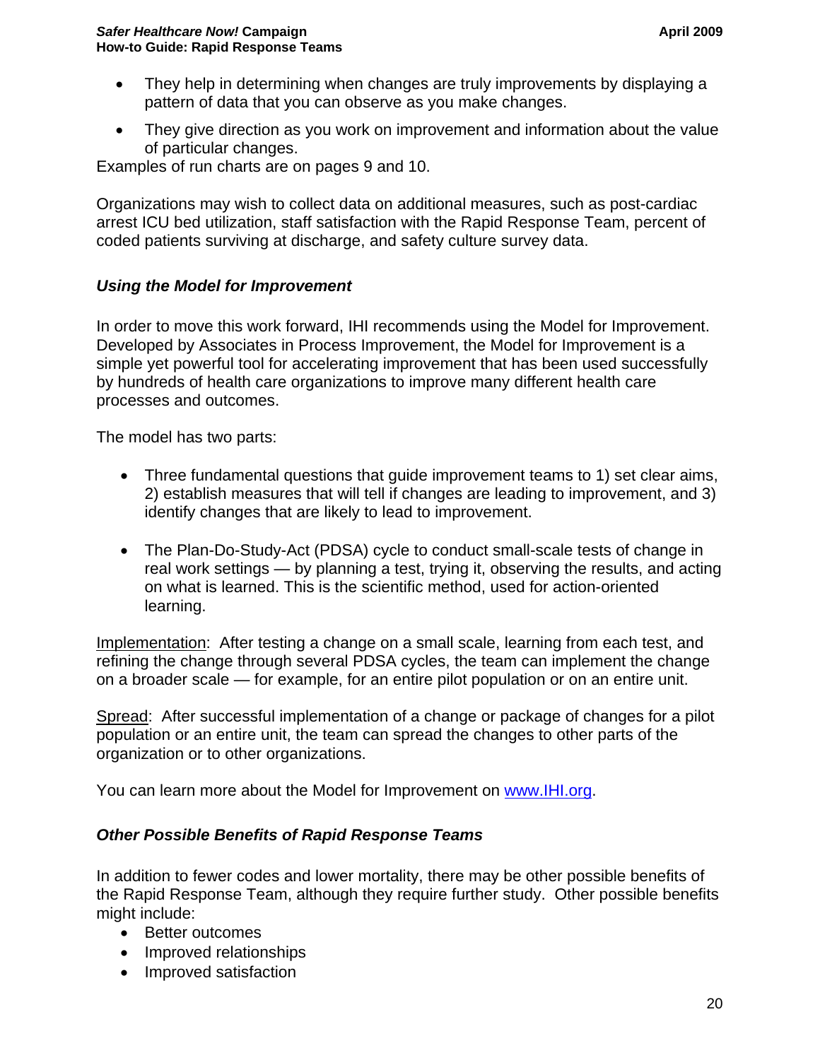- They help in determining when changes are truly improvements by displaying a pattern of data that you can observe as you make changes.
- They give direction as you work on improvement and information about the value of particular changes.

Examples of run charts are on pages 9 and 10.

Organizations may wish to collect data on additional measures, such as post-cardiac arrest ICU bed utilization, staff satisfaction with the Rapid Response Team, percent of coded patients surviving at discharge, and safety culture survey data.

### *Using the Model for Improvement*

In order to move this work forward, IHI recommends using the Model for Improvement. Developed by Associates in Process Improvement, the Model for Improvement is a simple yet powerful tool for accelerating improvement that has been used successfully by hundreds of health care organizations to improve many different health care processes and outcomes.

The model has two parts:

- Three fundamental questions that guide improvement teams to 1) set clear aims, 2) establish measures that will tell if changes are leading to improvement, and 3) identify changes that are likely to lead to improvement.
- The Plan-Do-Study-Act (PDSA) cycle to conduct small-scale tests of change in real work settings — by planning a test, trying it, observing the results, and acting on what is learned. This is the scientific method, used for action-oriented learning.

Implementation: After testing a change on a small scale, learning from each test, and refining the change through several PDSA cycles, the team can implement the change on a broader scale — for example, for an entire pilot population or on an entire unit.

Spread: After successful implementation of a change or package of changes for a pilot population or an entire unit, the team can spread the changes to other parts of the organization or to other organizations.

You can learn more about the Model for Improvement on [www.IHI.org](http://www.IHI.org).

### *Other Possible Benefits of Rapid Response Teams*

In addition to fewer codes and lower mortality, there may be other possible benefits of the Rapid Response Team, although they require further study. Other possible benefits might include:

- Better outcomes
- Improved relationships
- Improved satisfaction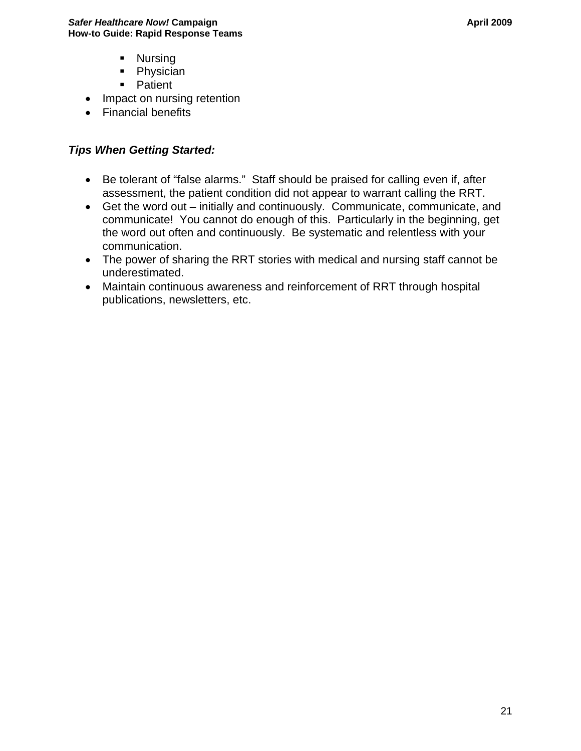- Nursing
    - Physician
    - Patient
- Impact on nursing retention
- Financial benefits

***Tips When Getting Started:***

- Be tolerant of "false alarms." Staff should be praised for calling even if, after assessment, the patient condition did not appear to warrant calling the RRT.
- Get the word out – initially and continuously. Communicate, communicate, and communicate! You cannot do enough of this. Particularly in the beginning, get the word out often and continuously. Be systematic and relentless with your communication.
- The power of sharing the RRT stories with medical and nursing staff cannot be underestimated.
- Maintain continuous awareness and reinforcement of RRT through hospital publications, newsletters, etc.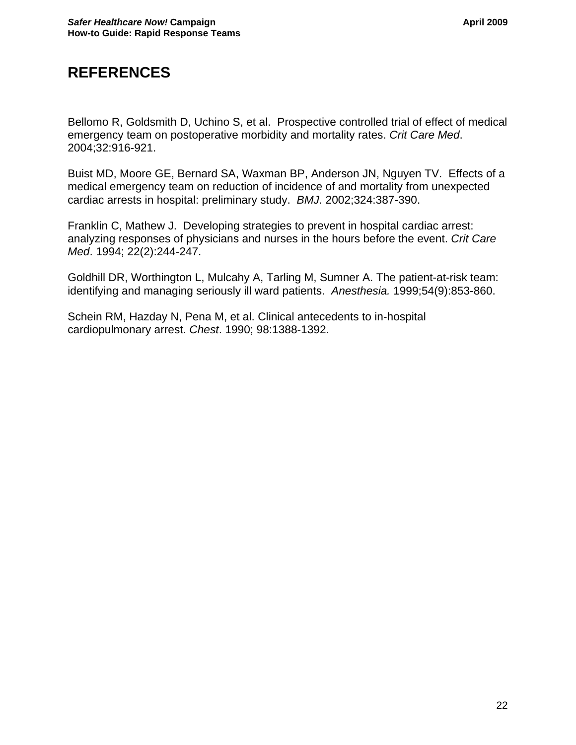# REFERENCES

Bellomo R, Goldsmith D, Uchino S, et al.  Prospective controlled trial of effect of medical emergency team on postoperative morbidity and mortality rates. *Crit Care Med*. 2004;32:916-921.

Buist MD, Moore GE, Bernard SA, Waxman BP, Anderson JN, Nguyen TV.  Effects of a medical emergency team on reduction of incidence of and mortality from unexpected cardiac arrests in hospital: preliminary study.  *BMJ.* 2002;324:387-390.

Franklin C, Mathew J.  Developing strategies to prevent in hospital cardiac arrest: analyzing responses of physicians and nurses in the hours before the event. *Crit Care Med*. 1994; 22(2):244-247.

Goldhill DR, Worthington L, Mulcahy A, Tarling M, Sumner A. The patient-at-risk team: identifying and managing seriously ill ward patients.  *Anesthesia.* 1999;54(9):853-860.

Schein RM, Hazday N, Pena M, et al. Clinical antecedents to in-hospital cardiopulmonary arrest. *Chest*. 1990; 98:1388-1392.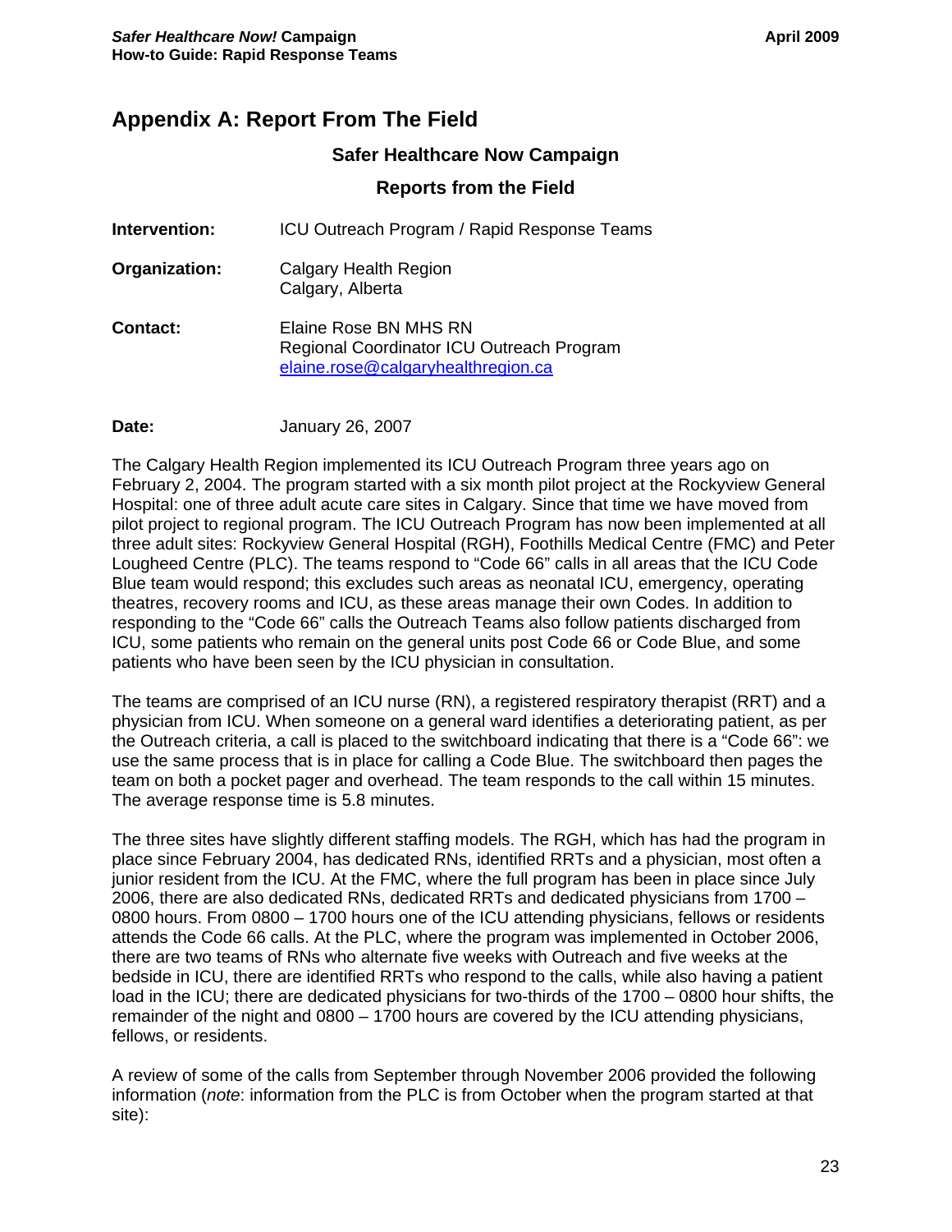## Appendix A: Report From The Field

### Safer Healthcare Now Campaign

### Reports from the Field

**Intervention:** ICU Outreach Program / Rapid Response Teams

**Organization:** Calgary Health Region
Calgary, Alberta

**Contact:** Elaine Rose BN MHS RN
Regional Coordinator ICU Outreach Program
elaine.rose@calgaryhealthregion.ca

**Date:** January 26, 2007

The Calgary Health Region implemented its ICU Outreach Program three years ago on February 2, 2004. The program started with a six month pilot project at the Rockyview General Hospital: one of three adult acute care sites in Calgary. Since that time we have moved from pilot project to regional program. The ICU Outreach Program has now been implemented at all three adult sites: Rockyview General Hospital (RGH), Foothills Medical Centre (FMC) and Peter Lougheed Centre (PLC). The teams respond to "Code 66" calls in all areas that the ICU Code Blue team would respond; this excludes such areas as neonatal ICU, emergency, operating theatres, recovery rooms and ICU, as these areas manage their own Codes. In addition to responding to the "Code 66" calls the Outreach Teams also follow patients discharged from ICU, some patients who remain on the general units post Code 66 or Code Blue, and some patients who have been seen by the ICU physician in consultation.

The teams are comprised of an ICU nurse (RN), a registered respiratory therapist (RRT) and a physician from ICU. When someone on a general ward identifies a deteriorating patient, as per the Outreach criteria, a call is placed to the switchboard indicating that there is a "Code 66": we use the same process that is in place for calling a Code Blue. The switchboard then pages the team on both a pocket pager and overhead. The team responds to the call within 15 minutes. The average response time is 5.8 minutes.

The three sites have slightly different staffing models. The RGH, which has had the program in place since February 2004, has dedicated RNs, identified RRTs and a physician, most often a junior resident from the ICU. At the FMC, where the full program has been in place since July 2006, there are also dedicated RNs, dedicated RRTs and dedicated physicians from 1700 – 0800 hours. From 0800 – 1700 hours one of the ICU attending physicians, fellows or residents attends the Code 66 calls. At the PLC, where the program was implemented in October 2006, there are two teams of RNs who alternate five weeks with Outreach and five weeks at the bedside in ICU, there are identified RRTs who respond to the calls, while also having a patient load in the ICU; there are dedicated physicians for two-thirds of the 1700 – 0800 hour shifts, the remainder of the night and 0800 – 1700 hours are covered by the ICU attending physicians, fellows, or residents.

A review of some of the calls from September through November 2006 provided the following information (*note*: information from the PLC is from October when the program started at that site):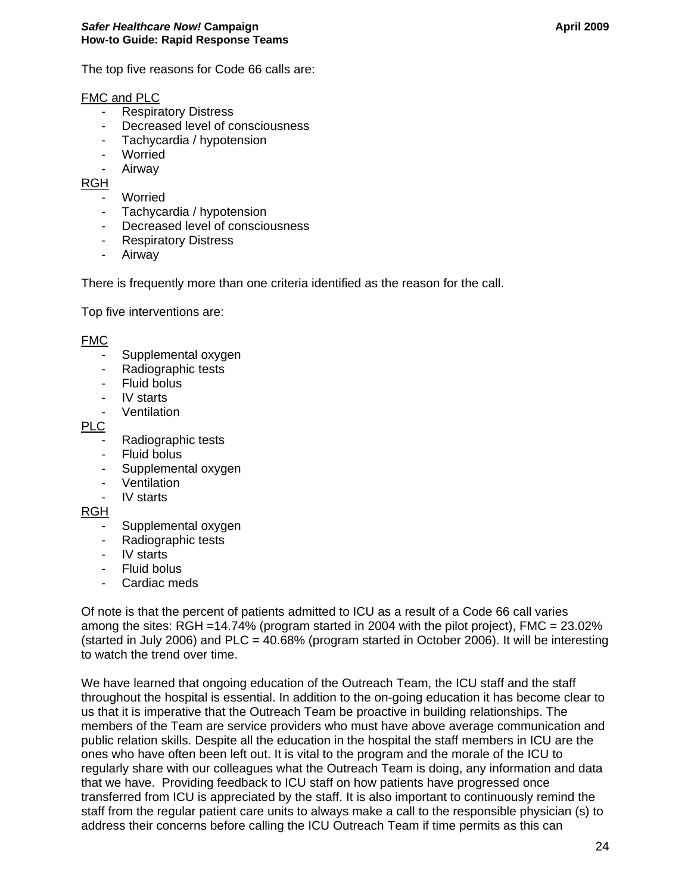The top five reasons for Code 66 calls are:

<u>FMC and PLC</u>

- Respiratory Distress
- Decreased level of consciousness
- Tachycardia / hypotension
- Worried
- Airway

<u>RGH</u>

- Worried
- Tachycardia / hypotension
- Decreased level of consciousness
- Respiratory Distress
- Airway

There is frequently more than one criteria identified as the reason for the call.

Top five interventions are:

<u>FMC</u>

- Supplemental oxygen
- Radiographic tests
- Fluid bolus
- IV starts
- Ventilation

<u>PLC</u>

- Radiographic tests
- Fluid bolus
- Supplemental oxygen
- Ventilation
- IV starts

<u>RGH</u>

- Supplemental oxygen
- Radiographic tests
- IV starts
- Fluid bolus
- Cardiac meds

Of note is that the percent of patients admitted to ICU as a result of a Code 66 call varies among the sites: RGH =14.74% (program started in 2004 with the pilot project), FMC = 23.02% (started in July 2006) and PLC = 40.68% (program started in October 2006). It will be interesting to watch the trend over time.

We have learned that ongoing education of the Outreach Team, the ICU staff and the staff throughout the hospital is essential. In addition to the on-going education it has become clear to us that it is imperative that the Outreach Team be proactive in building relationships. The members of the Team are service providers who must have above average communication and public relation skills. Despite all the education in the hospital the staff members in ICU are the ones who have often been left out. It is vital to the program and the morale of the ICU to regularly share with our colleagues what the Outreach Team is doing, any information and data that we have. Providing feedback to ICU staff on how patients have progressed once transferred from ICU is appreciated by the staff. It is also important to continuously remind the staff from the regular patient care units to always make a call to the responsible physician (s) to address their concerns before calling the ICU Outreach Team if time permits as this can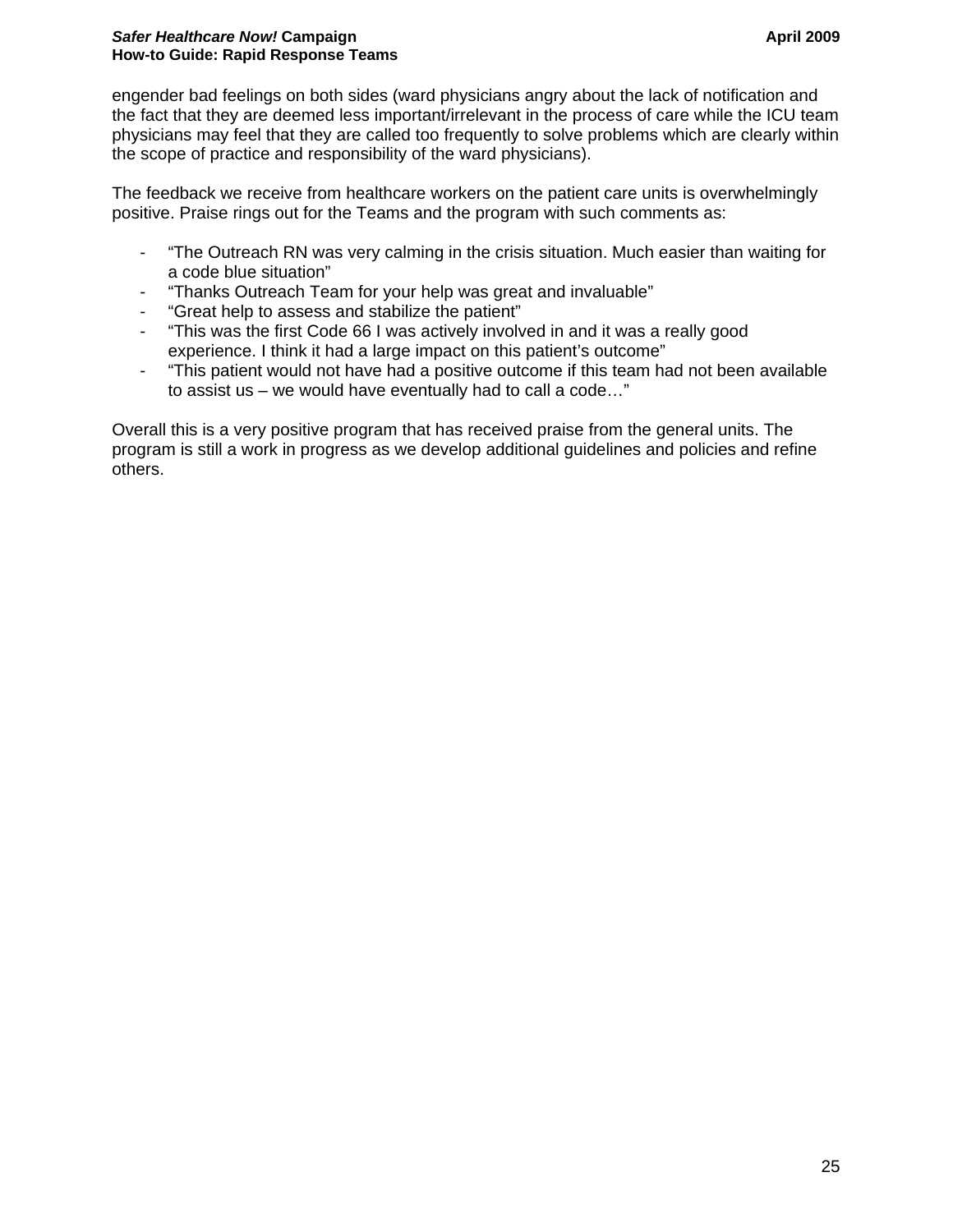engender bad feelings on both sides (ward physicians angry about the lack of notification and the fact that they are deemed less important/irrelevant in the process of care while the ICU team physicians may feel that they are called too frequently to solve problems which are clearly within the scope of practice and responsibility of the ward physicians).

The feedback we receive from healthcare workers on the patient care units is overwhelmingly positive. Praise rings out for the Teams and the program with such comments as:

- “The Outreach RN was very calming in the crisis situation. Much easier than waiting for a code blue situation”
- “Thanks Outreach Team for your help was great and invaluable”
- “Great help to assess and stabilize the patient”
- “This was the first Code 66 I was actively involved in and it was a really good experience. I think it had a large impact on this patient’s outcome”
- “This patient would not have had a positive outcome if this team had not been available to assist us – we would have eventually had to call a code…”

Overall this is a very positive program that has received praise from the general units. The program is still a work in progress as we develop additional guidelines and policies and refine others.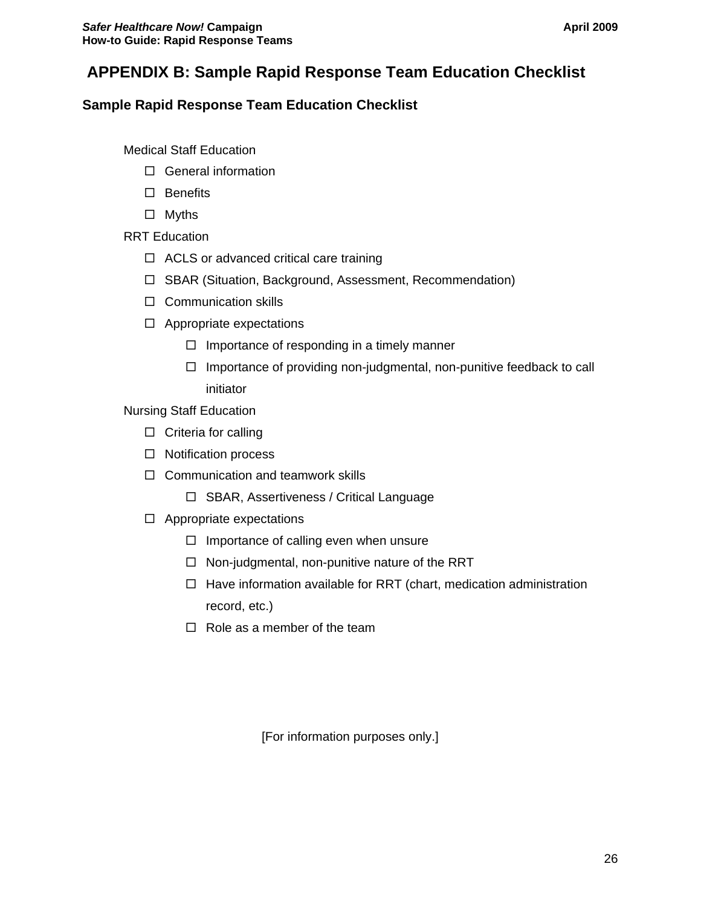# APPENDIX B: Sample Rapid Response Team Education Checklist

## Sample Rapid Response Team Education Checklist

Medical Staff Education

- ☐ General information
- ☐ Benefits
- ☐ Myths

RRT Education

- ☐ ACLS or advanced critical care training
- ☐ SBAR (Situation, Background, Assessment, Recommendation)
- ☐ Communication skills
- ☐ Appropriate expectations
  - ☐ Importance of responding in a timely manner
  - ☐ Importance of providing non-judgmental, non-punitive feedback to call initiator

Nursing Staff Education

- ☐ Criteria for calling
- ☐ Notification process
- ☐ Communication and teamwork skills
  - ☐ SBAR, Assertiveness / Critical Language
- ☐ Appropriate expectations
  - ☐ Importance of calling even when unsure
  - ☐ Non-judgmental, non-punitive nature of the RRT
  - ☐ Have information available for RRT (chart, medication administration record, etc.)
  - ☐ Role as a member of the team

[For information purposes only.]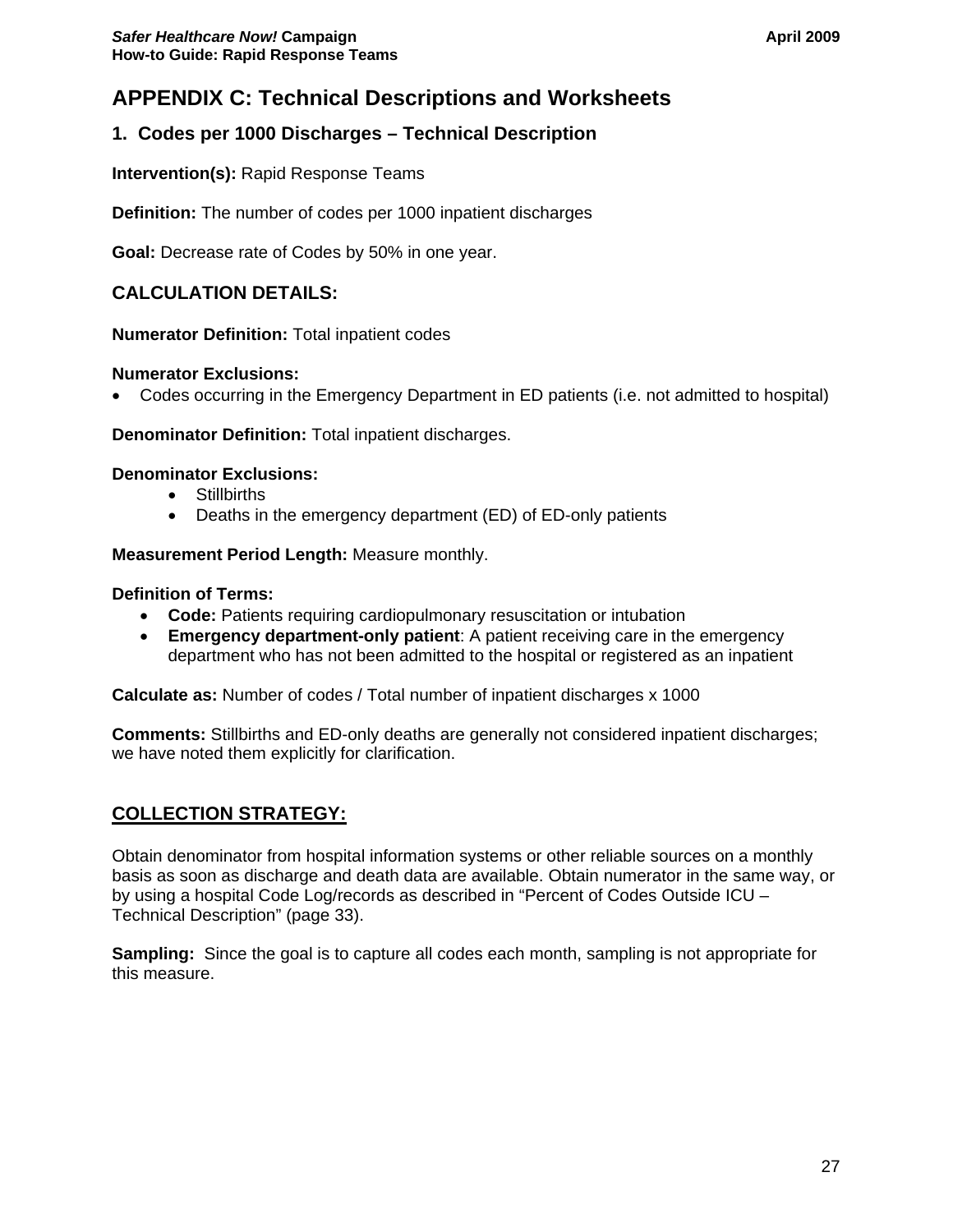# APPENDIX C: Technical Descriptions and Worksheets

## 1. Codes per 1000 Discharges – Technical Description

**Intervention(s):** Rapid Response Teams

**Definition:** The number of codes per 1000 inpatient discharges

**Goal:** Decrease rate of Codes by 50% in one year.

## CALCULATION DETAILS:

**Numerator Definition:** Total inpatient codes

**Numerator Exclusions:**

- Codes occurring in the Emergency Department in ED patients (i.e. not admitted to hospital)

**Denominator Definition:** Total inpatient discharges.

**Denominator Exclusions:**

- Stillbirths
- Deaths in the emergency department (ED) of ED-only patients

**Measurement Period Length:** Measure monthly.

**Definition of Terms:**

- **Code:** Patients requiring cardiopulmonary resuscitation or intubation
- **Emergency department-only patient**: A patient receiving care in the emergency department who has not been admitted to the hospital or registered as an inpatient

**Calculate as:** Number of codes / Total number of inpatient discharges x 1000

**Comments:** Stillbirths and ED-only deaths are generally not considered inpatient discharges; we have noted them explicitly for clarification.

## COLLECTION STRATEGY:

Obtain denominator from hospital information systems or other reliable sources on a monthly basis as soon as discharge and death data are available. Obtain numerator in the same way, or by using a hospital Code Log/records as described in "Percent of Codes Outside ICU – Technical Description" (page 33).

**Sampling:** Since the goal is to capture all codes each month, sampling is not appropriate for this measure.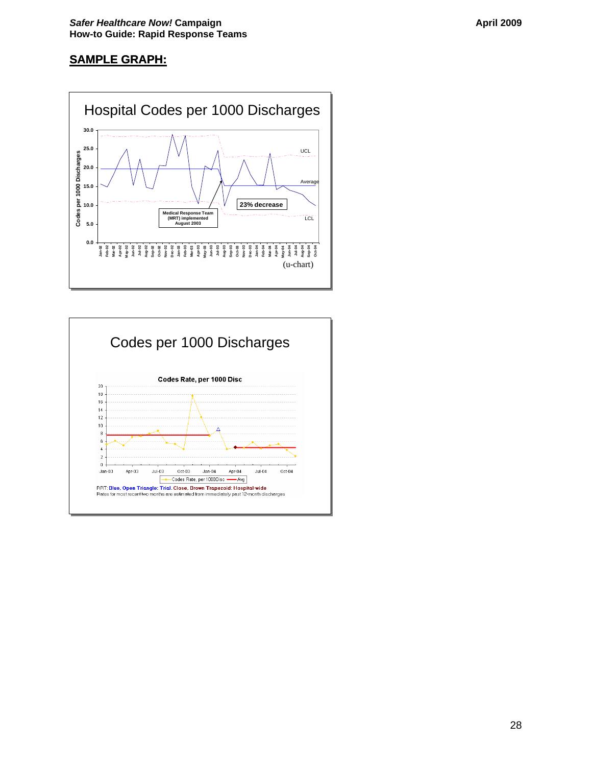## SAMPLE GRAPH:

### Hospital Codes per 1000 Discharges

Codes per 1000 Discharges

UCL

Average

LCL

23% decrease

Medical Response Team (MRT) implemented August 2003

(u-chart)

### Codes per 1000 Discharges

Codes Rate, per 1000 Disc

Codes Rate, per 1000Disc — Avg

RRT: Blue, Open Triangle: Trial. Close, Brown Trapezoid: Hospital-wide

Rates for most recent two months are estimated from immediately past 12-month discharges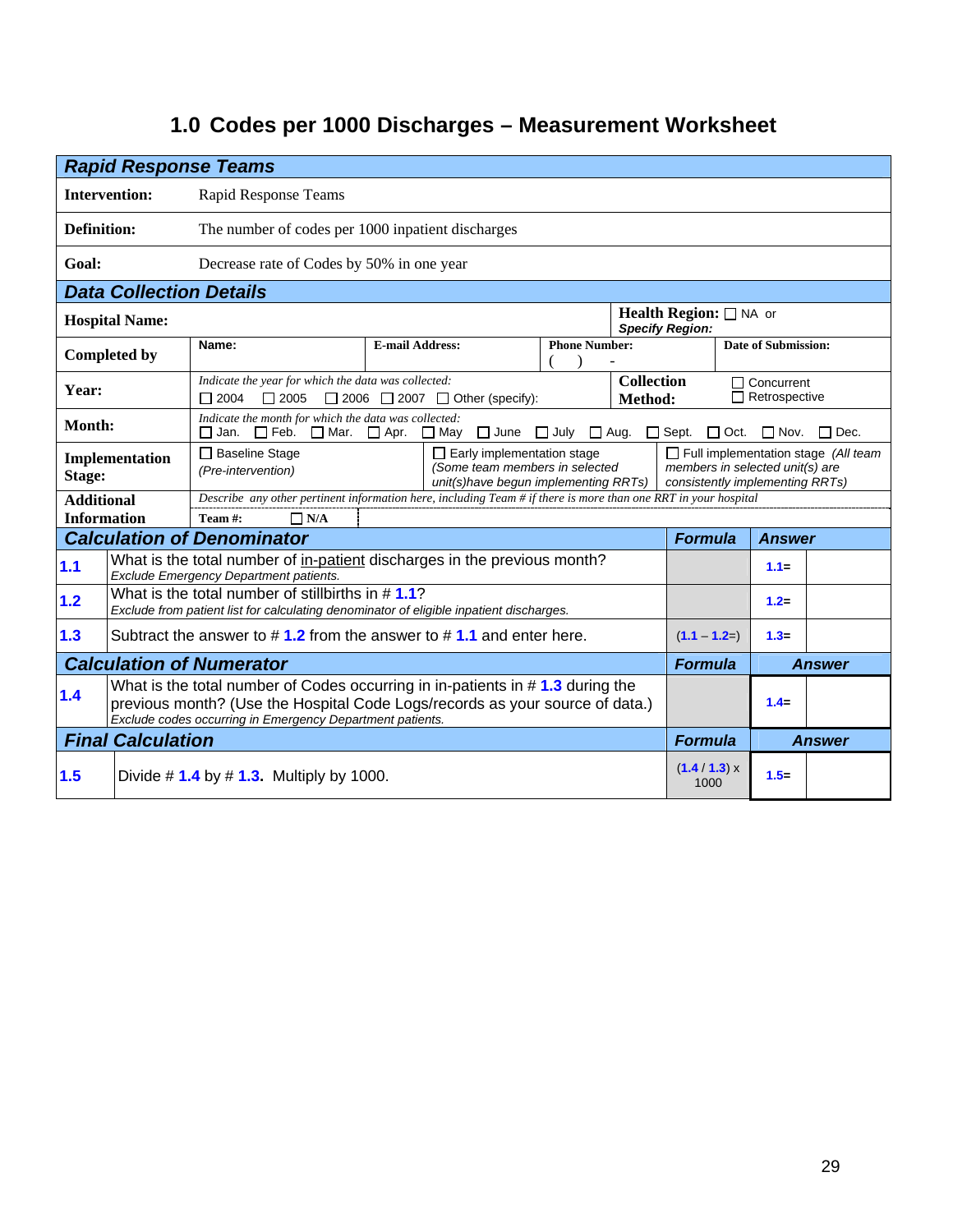# 1.0 Codes per 1000 Discharges – Measurement Worksheet

| ***Rapid Response Teams*** | |
|---|---|
| **Intervention:** | Rapid Response Teams |
| **Definition:** | The number of codes per 1000 inpatient discharges |
| **Goal:** | Decrease rate of Codes by 50% in one year |

| ***Data Collection Details*** | | | | |
|---|---|---|---|---|
| **Hospital Name:** | | | **Health Region:** ☐ NA or *Specify Region:* | |
| **Completed by** | **Name:** | **E-mail Address:** | **Phone Number:** ( ) - | **Date of Submission:** |
| **Year:** | *Indicate the year for which the data was collected:* ☐ 2004 ☐ 2005 ☐ 2006 ☐ 2007 ☐ Other (specify): | | **Collection Method:** | ☐ Concurrent ☐ Retrospective |
| **Month:** | *Indicate the month for which the data was collected:* ☐ Jan. ☐ Feb. ☐ Mar. ☐ Apr. ☐ May ☐ June ☐ July ☐ Aug. ☐ Sept. ☐ Oct. ☐ Nov. ☐ Dec. | | | |
| **Implementation Stage:** | ☐ Baseline Stage *(Pre-intervention)* | ☐ Early implementation stage *(Some team members in selected unit(s)have begun implementing RRTs)* | ☐ Full implementation stage *(All team members in selected unit(s) are consistently implementing RRTs)* | |
| **Additional Information** | *Describe any other pertinent information here, including Team # if there is more than one RRT in your hospital* **Team #:** ☐ **N/A** | | | |

| | ***Calculation of Denominator*** | ***Formula*** | ***Answer*** |
|---|---|---|---|
| **1.1** | What is the total number of <u>in-patient</u> discharges in the previous month? *Exclude Emergency Department patients.* | | **1.1=** |
| **1.2** | What is the total number of stillbirths in # **1.1**? *Exclude from patient list for calculating denominator of eligible inpatient discharges.* | | **1.2=** |
| **1.3** | Subtract the answer to # **1.2** from the answer to # **1.1** and enter here. | (**1.1** – **1.2**=) | **1.3=** |
| | ***Calculation of Numerator*** | ***Formula*** | ***Answer*** |
| **1.4** | What is the total number of Codes occurring in in-patients in # **1.3** during the previous month? (Use the Hospital Code Logs/records as your source of data.) *Exclude codes occurring in Emergency Department patients.* | | **1.4=** |
| | ***Final Calculation*** | ***Formula*** | ***Answer*** |
| **1.5** | Divide # **1.4** by # **1.3.** Multiply by 1000. | (**1.4** / **1.3**) x 1000 | **1.5=** |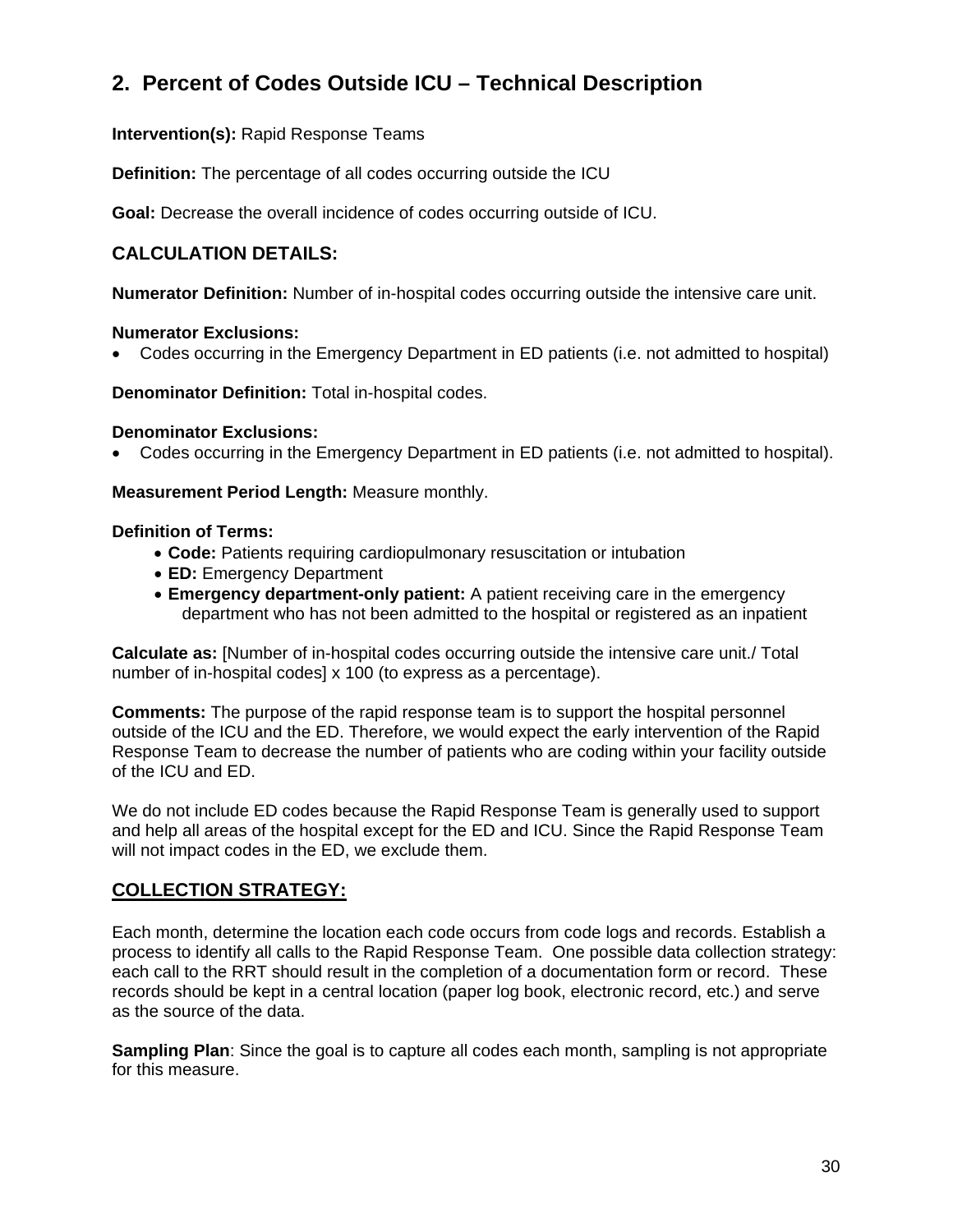## 2. Percent of Codes Outside ICU – Technical Description

**Intervention(s):** Rapid Response Teams

**Definition:** The percentage of all codes occurring outside the ICU

**Goal:** Decrease the overall incidence of codes occurring outside of ICU.

### CALCULATION DETAILS:

**Numerator Definition:** Number of in-hospital codes occurring outside the intensive care unit.

**Numerator Exclusions:**

- Codes occurring in the Emergency Department in ED patients (i.e. not admitted to hospital)

**Denominator Definition:** Total in-hospital codes.

**Denominator Exclusions:**

- Codes occurring in the Emergency Department in ED patients (i.e. not admitted to hospital).

**Measurement Period Length:** Measure monthly.

**Definition of Terms:**

- **Code:** Patients requiring cardiopulmonary resuscitation or intubation
- **ED:** Emergency Department
- **Emergency department-only patient:** A patient receiving care in the emergency department who has not been admitted to the hospital or registered as an inpatient

**Calculate as:** [Number of in-hospital codes occurring outside the intensive care unit./ Total number of in-hospital codes] x 100 (to express as a percentage).

**Comments:** The purpose of the rapid response team is to support the hospital personnel outside of the ICU and the ED. Therefore, we would expect the early intervention of the Rapid Response Team to decrease the number of patients who are coding within your facility outside of the ICU and ED.

We do not include ED codes because the Rapid Response Team is generally used to support and help all areas of the hospital except for the ED and ICU. Since the Rapid Response Team will not impact codes in the ED, we exclude them.

### COLLECTION STRATEGY:

Each month, determine the location each code occurs from code logs and records. Establish a process to identify all calls to the Rapid Response Team. One possible data collection strategy: each call to the RRT should result in the completion of a documentation form or record. These records should be kept in a central location (paper log book, electronic record, etc.) and serve as the source of the data.

**Sampling Plan**: Since the goal is to capture all codes each month, sampling is not appropriate for this measure.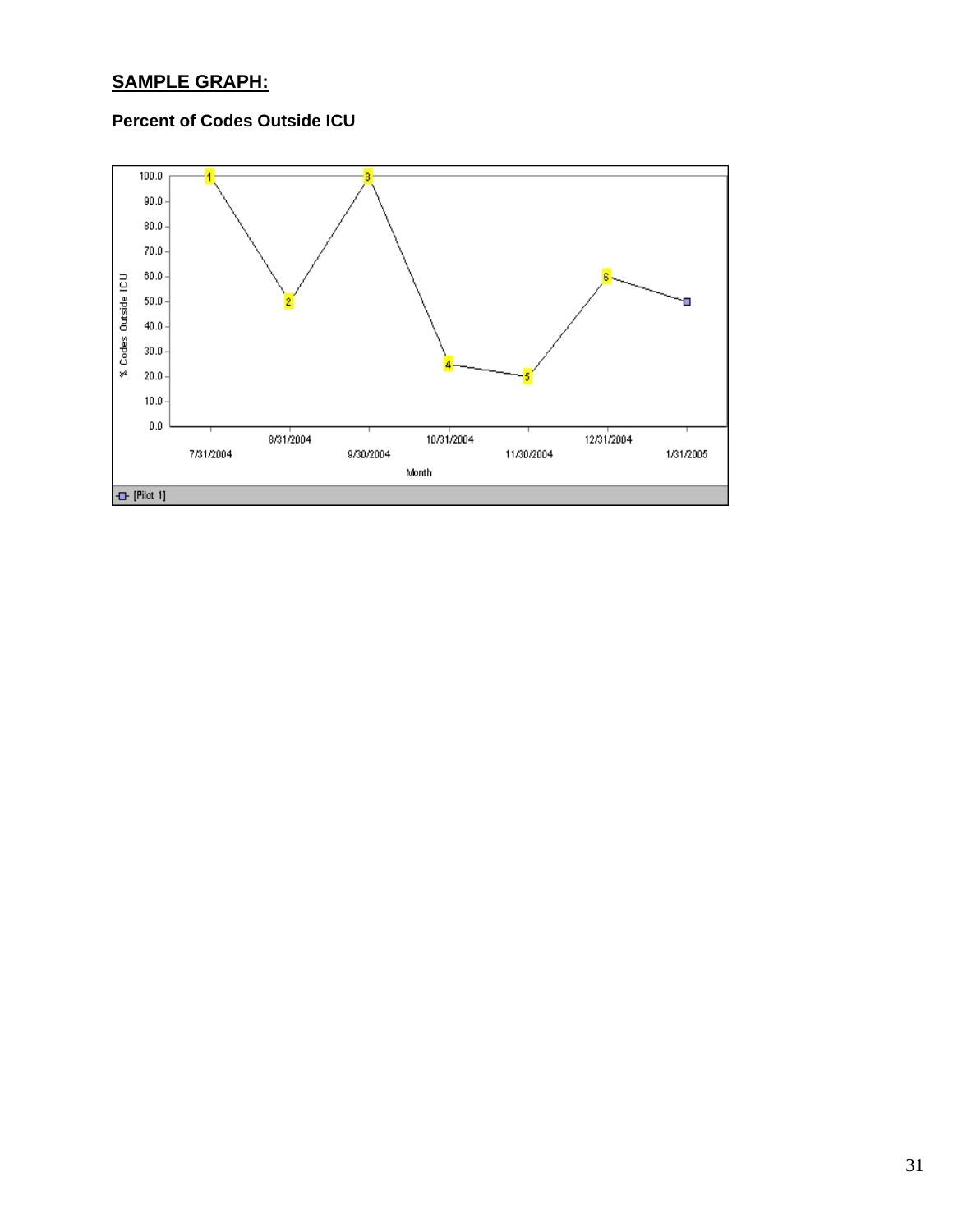**SAMPLE GRAPH:**

**Percent of Codes Outside ICU**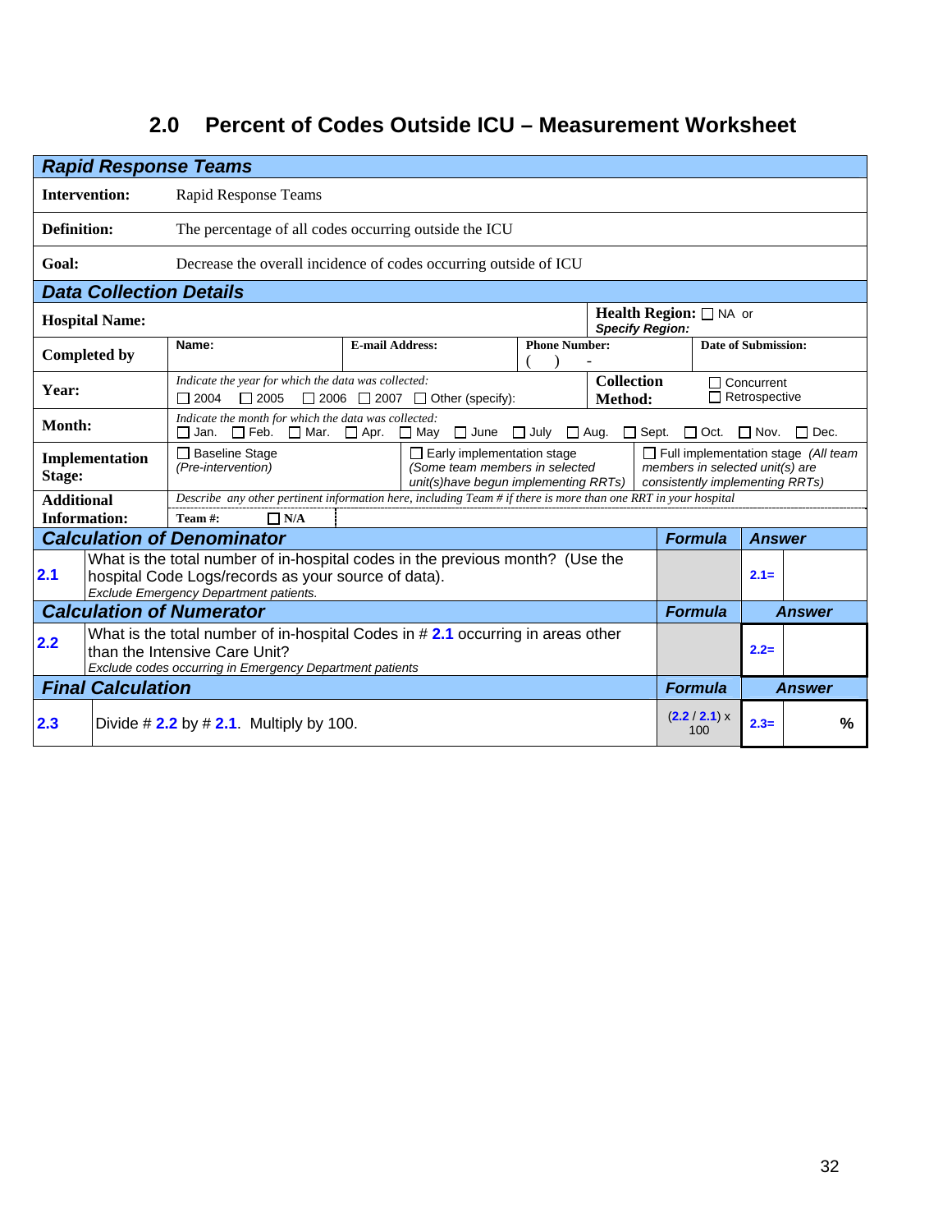# 2.0 Percent of Codes Outside ICU – Measurement Worksheet

## Rapid Response Teams

| | |
|---|---|
| **Intervention:** | Rapid Response Teams |
| **Definition:** | The percentage of all codes occurring outside the ICU |
| **Goal:** | Decrease the overall incidence of codes occurring outside of ICU |

## Data Collection Details

| | | | | |
|---|---|---|---|---|
| **Hospital Name:** | | | **Health Region:** ☐ NA or *Specify Region:* | |
| **Completed by** | **Name:** | **E-mail Address:** | **Phone Number:** ( ) - | **Date of Submission:** |
| **Year:** | *Indicate the year for which the data was collected:* ☐ 2004 ☐ 2005 ☐ 2006 ☐ 2007 ☐ Other (specify): | | **Collection Method:** | ☐ Concurrent ☐ Retrospective |
| **Month:** | *Indicate the month for which the data was collected:* ☐ Jan. ☐ Feb. ☐ Mar. ☐ Apr. ☐ May ☐ June ☐ July ☐ Aug. ☐ Sept. ☐ Oct. ☐ Nov. ☐ Dec. | | | |
| **Implementation Stage:** | ☐ Baseline Stage *(Pre-intervention)* | ☐ Early implementation stage *(Some team members in selected unit(s)have begun implementing RRTs)* | ☐ Full implementation stage *(All team members in selected unit(s) are consistently implementing RRTs)* | |
| **Additional Information:** | *Describe any other pertinent information here, including Team # if there is more than one RRT in your hospital* **Team #:** ☐ **N/A** | | | |

## Calculation of Denominator

| | | Formula | Answer |
|---|---|---|---|
| **2.1** | What is the total number of in-hospital codes in the previous month? (Use the hospital Code Logs/records as your source of data). *Exclude Emergency Department patients.* | | 2.1= |

## Calculation of Numerator

| | | Formula | Answer |
|---|---|---|---|
| **2.2** | What is the total number of in-hospital Codes in # **2.1** occurring in areas other than the Intensive Care Unit? *Exclude codes occurring in Emergency Department patients* | | 2.2= |

## Final Calculation

| | | Formula | Answer |
|---|---|---|---|
| **2.3** | Divide # **2.2** by # **2.1**. Multiply by 100. | (2.2 / 2.1) x 100 | 2.3= % |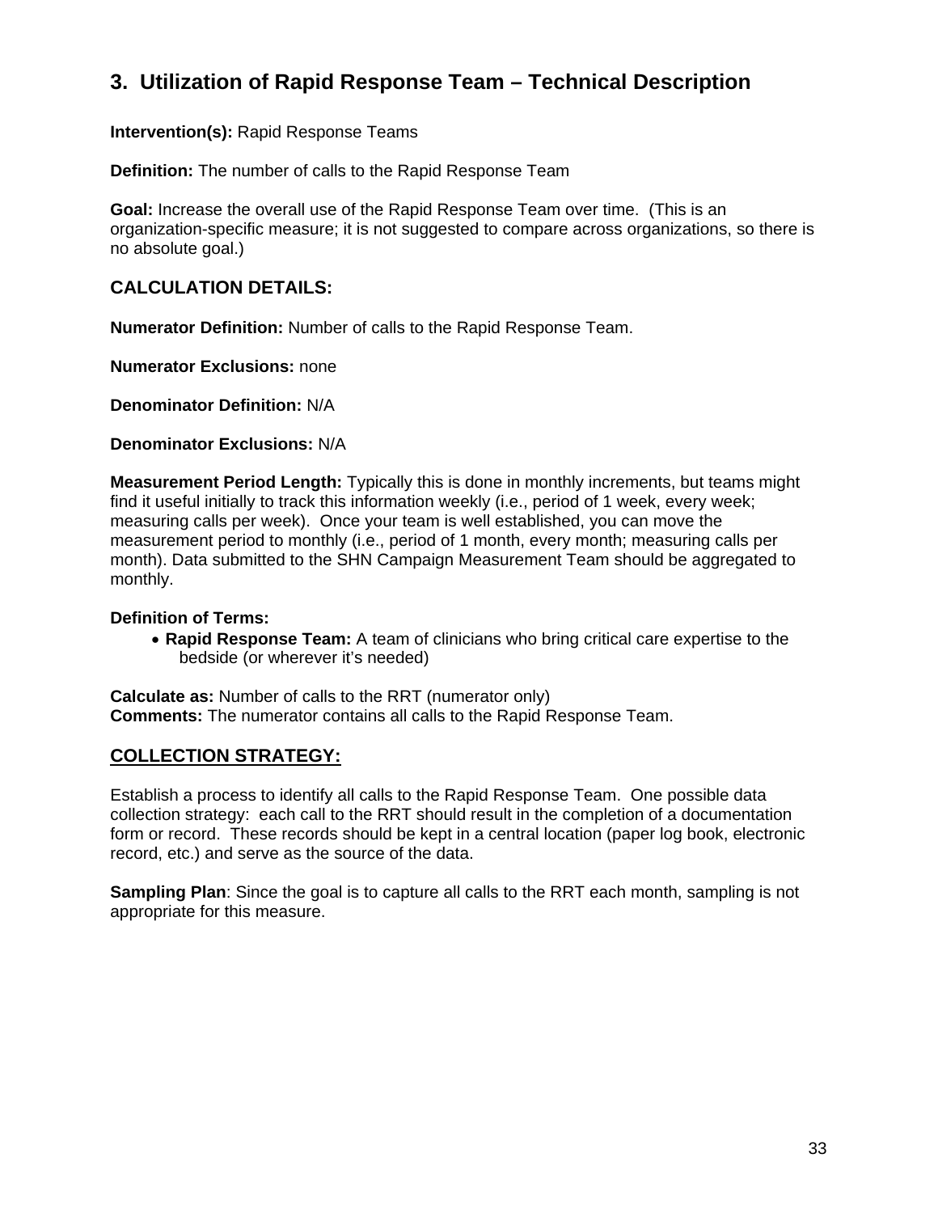## 3. Utilization of Rapid Response Team – Technical Description

**Intervention(s):** Rapid Response Teams

**Definition:** The number of calls to the Rapid Response Team

**Goal:** Increase the overall use of the Rapid Response Team over time. (This is an organization-specific measure; it is not suggested to compare across organizations, so there is no absolute goal.)

### CALCULATION DETAILS:

**Numerator Definition:** Number of calls to the Rapid Response Team.

**Numerator Exclusions:** none

**Denominator Definition:** N/A

**Denominator Exclusions:** N/A

**Measurement Period Length:** Typically this is done in monthly increments, but teams might find it useful initially to track this information weekly (i.e., period of 1 week, every week; measuring calls per week). Once your team is well established, you can move the measurement period to monthly (i.e., period of 1 month, every month; measuring calls per month). Data submitted to the SHN Campaign Measurement Team should be aggregated to monthly.

**Definition of Terms:**

- **Rapid Response Team:** A team of clinicians who bring critical care expertise to the bedside (or wherever it's needed)

**Calculate as:** Number of calls to the RRT (numerator only)
**Comments:** The numerator contains all calls to the Rapid Response Team.

### COLLECTION STRATEGY:

Establish a process to identify all calls to the Rapid Response Team. One possible data collection strategy: each call to the RRT should result in the completion of a documentation form or record. These records should be kept in a central location (paper log book, electronic record, etc.) and serve as the source of the data.

**Sampling Plan**: Since the goal is to capture all calls to the RRT each month, sampling is not appropriate for this measure.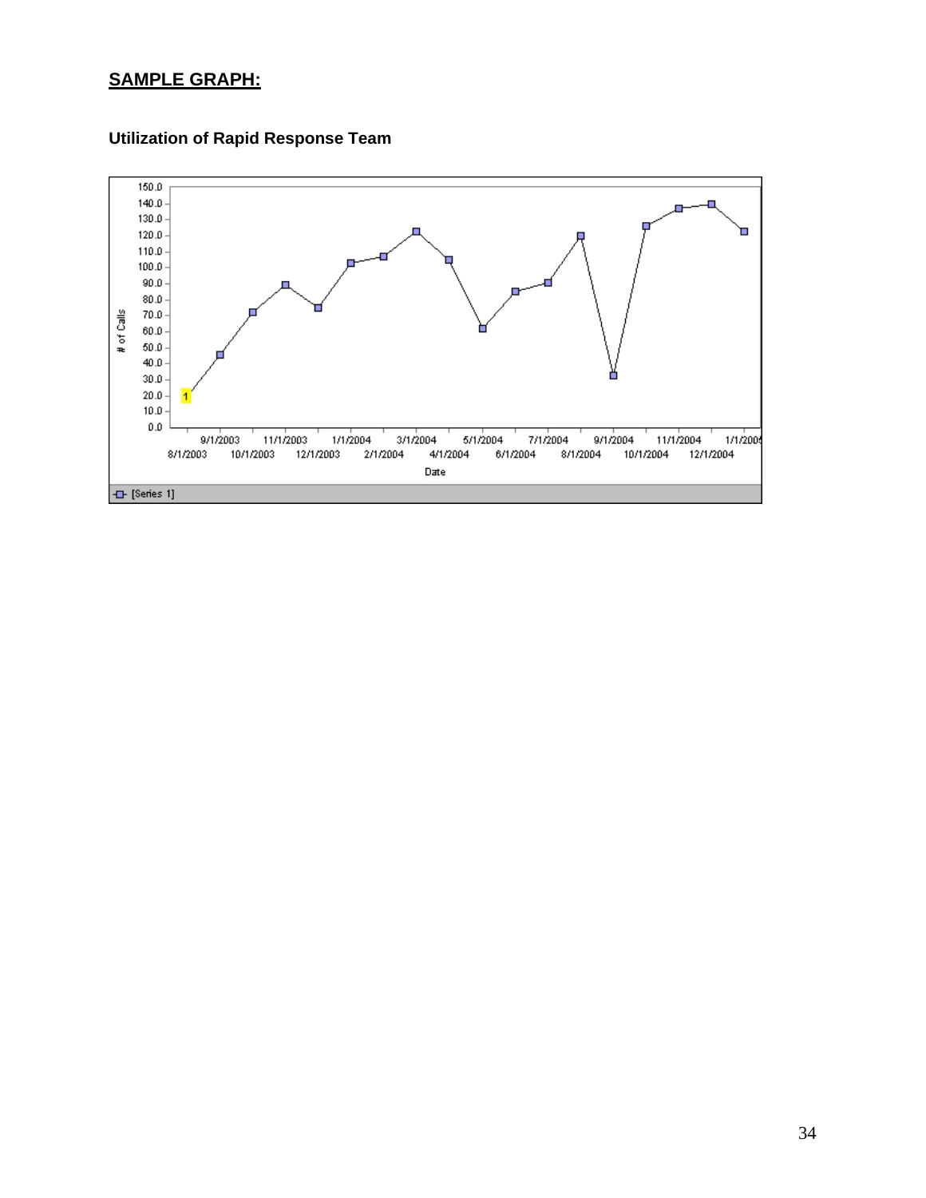## SAMPLE GRAPH:

### Utilization of Rapid Response Team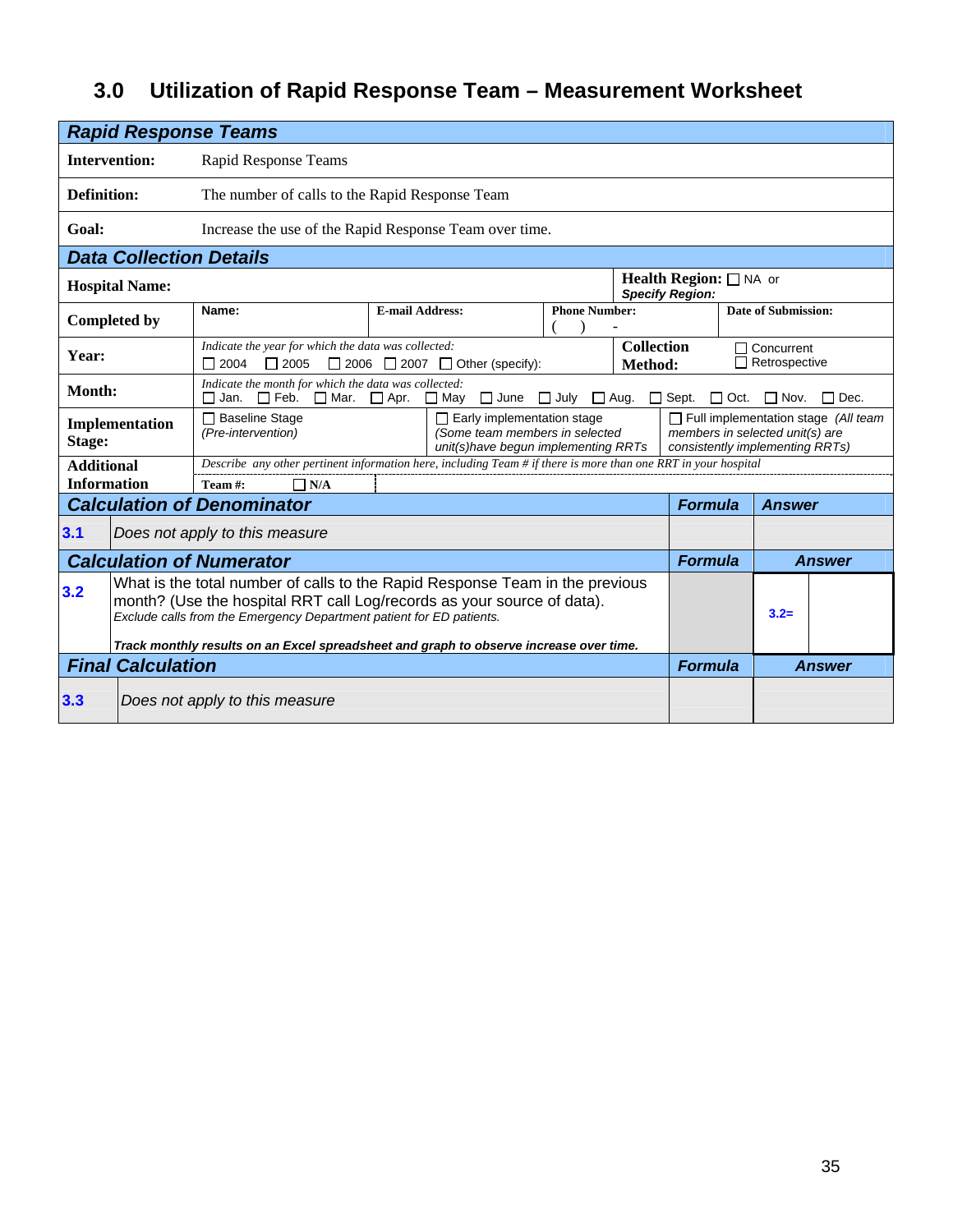## 3.0 Utilization of Rapid Response Team – Measurement Worksheet

| | | | | | | |
|---|---|---|---|---|---|---|
| ***Rapid Response Teams*** | | | | | | |
| **Intervention:** | Rapid Response Teams | | | | | |
| **Definition:** | The number of calls to the Rapid Response Team | | | | | |
| **Goal:** | Increase the use of the Rapid Response Team over time. | | | | | |
| ***Data Collection Details*** | | | | | | |
| **Hospital Name:** | | | | **Health Region:** ☐ NA or ***Specify Region:*** | | |
| **Completed by** | **Name:** | **E-mail Address:** | **Phone Number:** ( ) - | | **Date of Submission:** | |
| **Year:** | *Indicate the year for which the data was collected:* ☐ 2004 ☐ 2005 ☐ 2006 ☐ 2007 ☐ Other (specify): | | | **Collection Method:** | ☐ Concurrent ☐ Retrospective | |
| **Month:** | *Indicate the month for which the data was collected:* ☐ Jan. ☐ Feb. ☐ Mar. ☐ Apr. ☐ May ☐ June ☐ July ☐ Aug. ☐ Sept. ☐ Oct. ☐ Nov. ☐ Dec. | | | | | |
| **Implementation Stage:** | ☐ Baseline Stage *(Pre-intervention)* | ☐ Early implementation stage *(Some team members in selected unit(s)have begun implementing RRTs* | | ☐ Full implementation stage *(All team members in selected unit(s) are consistently implementing RRTs)* | | |
| **Additional Information** | *Describe any other pertinent information here, including Team # if there is more than one RRT in your hospital* **Team #:** ☐ **N/A** | | | | | |

| | | | |
|---|---|---|---|
| ***Calculation of Denominator*** | | ***Formula*** | ***Answer*** |
| **3.1** | *Does not apply to this measure* | | |
| ***Calculation of Numerator*** | | ***Formula*** | ***Answer*** |
| **3.2** | What is the total number of calls to the Rapid Response Team in the previous month? (Use the hospital RRT call Log/records as your source of data). *Exclude calls from the Emergency Department patient for ED patients.* ***Track monthly results on an Excel spreadsheet and graph to observe increase over time.*** | | **3.2=** |
| ***Final Calculation*** | | ***Formula*** | ***Answer*** |
| **3.3** | *Does not apply to this measure* | | |